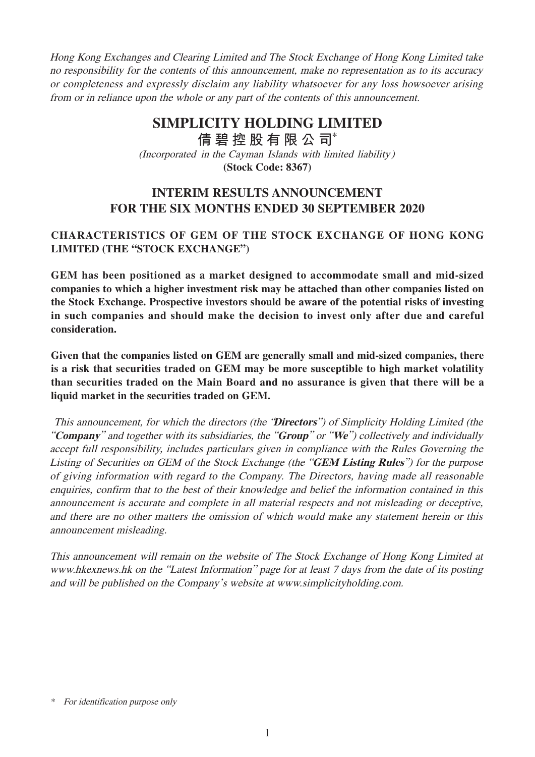*Hong Kong Exchanges and Clearing Limited and The Stock Exchange of Hong Kong Limited take no responsibility for the contents of this announcement, make no representation as to its accuracy or completeness and expressly disclaim any liability whatsoever for any loss howsoever arising from or in reliance upon the whole or any part of the contents of this announcement.*

# SIMPLICITY HOLDING LIMITED
# 倩碧控股有限公司*

*(Incorporated in the Cayman Islands with limited liability)*

**(Stock Code: 8367)**

## INTERIM RESULTS ANNOUNCEMENT FOR THE SIX MONTHS ENDED 30 SEPTEMBER 2020

### CHARACTERISTICS OF GEM OF THE STOCK EXCHANGE OF HONG KONG LIMITED (THE "STOCK EXCHANGE")

**GEM has been positioned as a market designed to accommodate small and mid-sized companies to which a higher investment risk may be attached than other companies listed on the Stock Exchange. Prospective investors should be aware of the potential risks of investing in such companies and should make the decision to invest only after due and careful consideration.**

**Given that the companies listed on GEM are generally small and mid-sized companies, there is a risk that securities traded on GEM may be more susceptible to high market volatility than securities traded on the Main Board and no assurance is given that there will be a liquid market in the securities traded on GEM.**

*This announcement, for which the directors (the "**Directors**") of Simplicity Holding Limited (the "**Company**" and together with its subsidiaries, the "**Group**" or "**We**") collectively and individually accept full responsibility, includes particulars given in compliance with the Rules Governing the Listing of Securities on GEM of the Stock Exchange (the "**GEM Listing Rules**") for the purpose of giving information with regard to the Company. The Directors, having made all reasonable enquiries, confirm that to the best of their knowledge and belief the information contained in this announcement is accurate and complete in all material respects and not misleading or deceptive, and there are no other matters the omission of which would make any statement herein or this announcement misleading.*

*This announcement will remain on the website of The Stock Exchange of Hong Kong Limited at www.hkexnews.hk on the "Latest Information" page for at least 7 days from the date of its posting and will be published on the Company's website at www.simplicityholding.com.*

\* *For identification purpose only*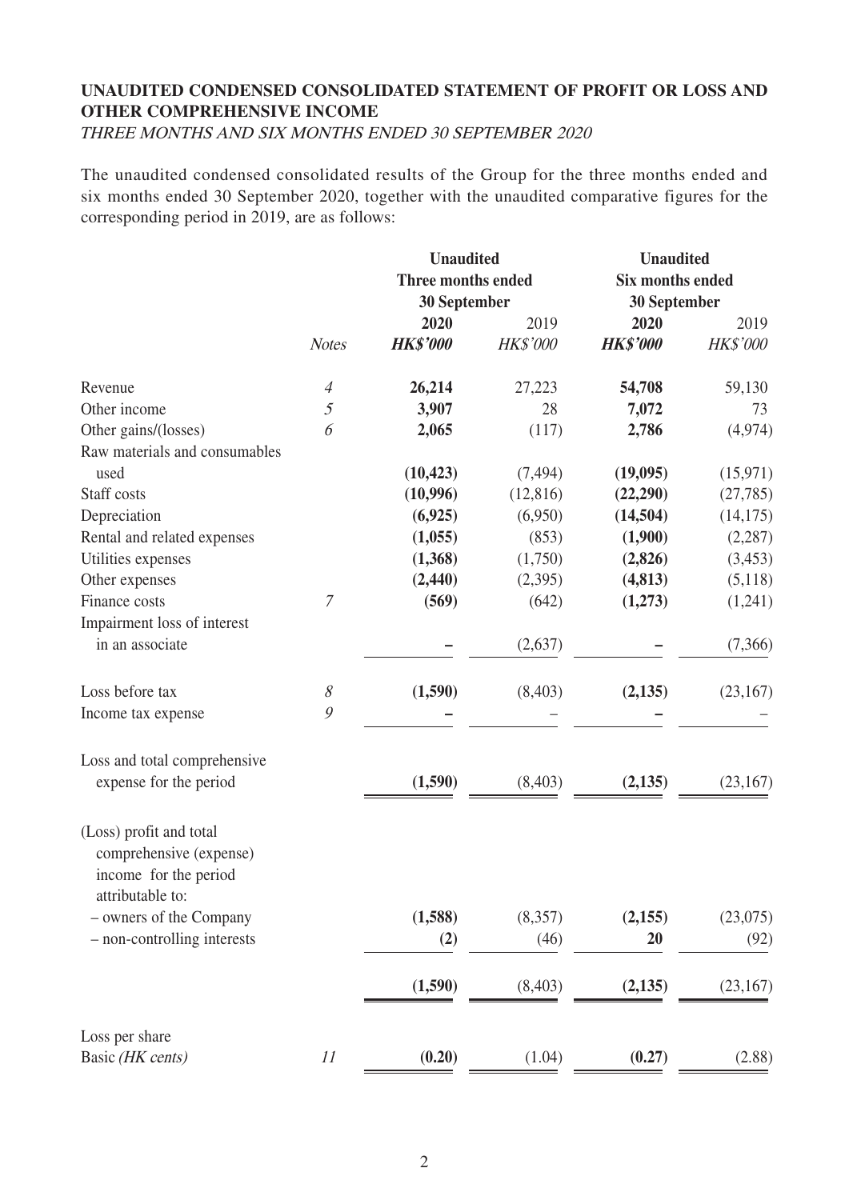**UNAUDITED CONDENSED CONSOLIDATED STATEMENT OF PROFIT OR LOSS AND OTHER COMPREHENSIVE INCOME**

*THREE MONTHS AND SIX MONTHS ENDED 30 SEPTEMBER 2020*

The unaudited condensed consolidated results of the Group for the three months ended and six months ended 30 September 2020, together with the unaudited comparative figures for the corresponding period in 2019, are as follows:

| | | Unaudited Three months ended 30 September | | Unaudited Six months ended 30 September | |
|---|---|---|---|---|---|
| | *Notes* | **2020** *HK$'000* | 2019 *HK$'000* | **2020** *HK$'000* | 2019 *HK$'000* |
| Revenue | *4* | **26,214** | 27,223 | **54,708** | 59,130 |
| Other income | *5* | **3,907** | 28 | **7,072** | 73 |
| Other gains/(losses) | *6* | **2,065** | (117) | **2,786** | (4,974) |
| Raw materials and consumables used | | **(10,423)** | (7,494) | **(19,095)** | (15,971) |
| Staff costs | | **(10,996)** | (12,816) | **(22,290)** | (27,785) |
| Depreciation | | **(6,925)** | (6,950) | **(14,504)** | (14,175) |
| Rental and related expenses | | **(1,055)** | (853) | **(1,900)** | (2,287) |
| Utilities expenses | | **(1,368)** | (1,750) | **(2,826)** | (3,453) |
| Other expenses | | **(2,440)** | (2,395) | **(4,813)** | (5,118) |
| Finance costs | *7* | **(569)** | (642) | **(1,273)** | (1,241) |
| Impairment loss of interest in an associate | | **–** | (2,637) | **–** | (7,366) |
| Loss before tax | *8* | **(1,590)** | (8,403) | **(2,135)** | (23,167) |
| Income tax expense | *9* | **–** | – | **–** | – |
| Loss and total comprehensive expense for the period | | **(1,590)** | (8,403) | **(2,135)** | (23,167) |
| (Loss) profit and total comprehensive (expense) income for the period attributable to: | | | | | |
| – owners of the Company | | **(1,588)** | (8,357) | **(2,155)** | (23,075) |
| – non-controlling interests | | **(2)** | (46) | **20** | (92) |
| | | **(1,590)** | (8,403) | **(2,135)** | (23,167) |
| Loss per share | | | | | |
| Basic *(HK cents)* | *11* | **(0.20)** | (1.04) | **(0.27)** | (2.88) |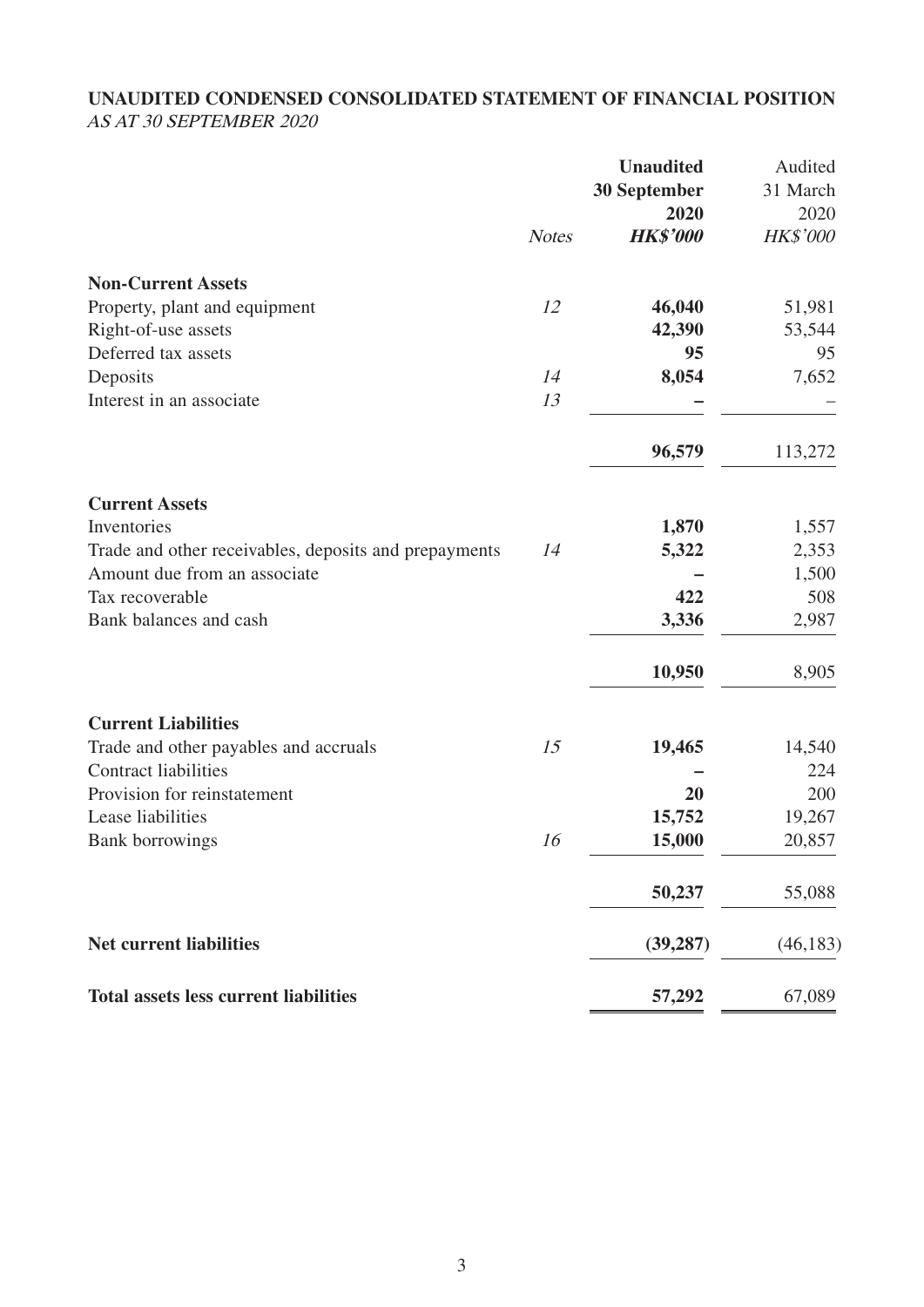**UNAUDITED CONDENSED CONSOLIDATED STATEMENT OF FINANCIAL POSITION**
*AS AT 30 SEPTEMBER 2020*

| | *Notes* | **Unaudited 30 September 2020 *HK$'000*** | Audited 31 March 2020 *HK$'000* |
|---|---|---|---|
| **Non-Current Assets** | | | |
| Property, plant and equipment | *12* | **46,040** | 51,981 |
| Right-of-use assets | | **42,390** | 53,544 |
| Deferred tax assets | | **95** | 95 |
| Deposits | *14* | **8,054** | 7,652 |
| Interest in an associate | *13* | **–** | – |
| | | **96,579** | 113,272 |
| **Current Assets** | | | |
| Inventories | | **1,870** | 1,557 |
| Trade and other receivables, deposits and prepayments | *14* | **5,322** | 2,353 |
| Amount due from an associate | | **–** | 1,500 |
| Tax recoverable | | **422** | 508 |
| Bank balances and cash | | **3,336** | 2,987 |
| | | **10,950** | 8,905 |
| **Current Liabilities** | | | |
| Trade and other payables and accruals | *15* | **19,465** | 14,540 |
| Contract liabilities | | **–** | 224 |
| Provision for reinstatement | | **20** | 200 |
| Lease liabilities | | **15,752** | 19,267 |
| Bank borrowings | *16* | **15,000** | 20,857 |
| | | **50,237** | 55,088 |
| **Net current liabilities** | | **(39,287)** | (46,183) |
| **Total assets less current liabilities** | | **57,292** | 67,089 |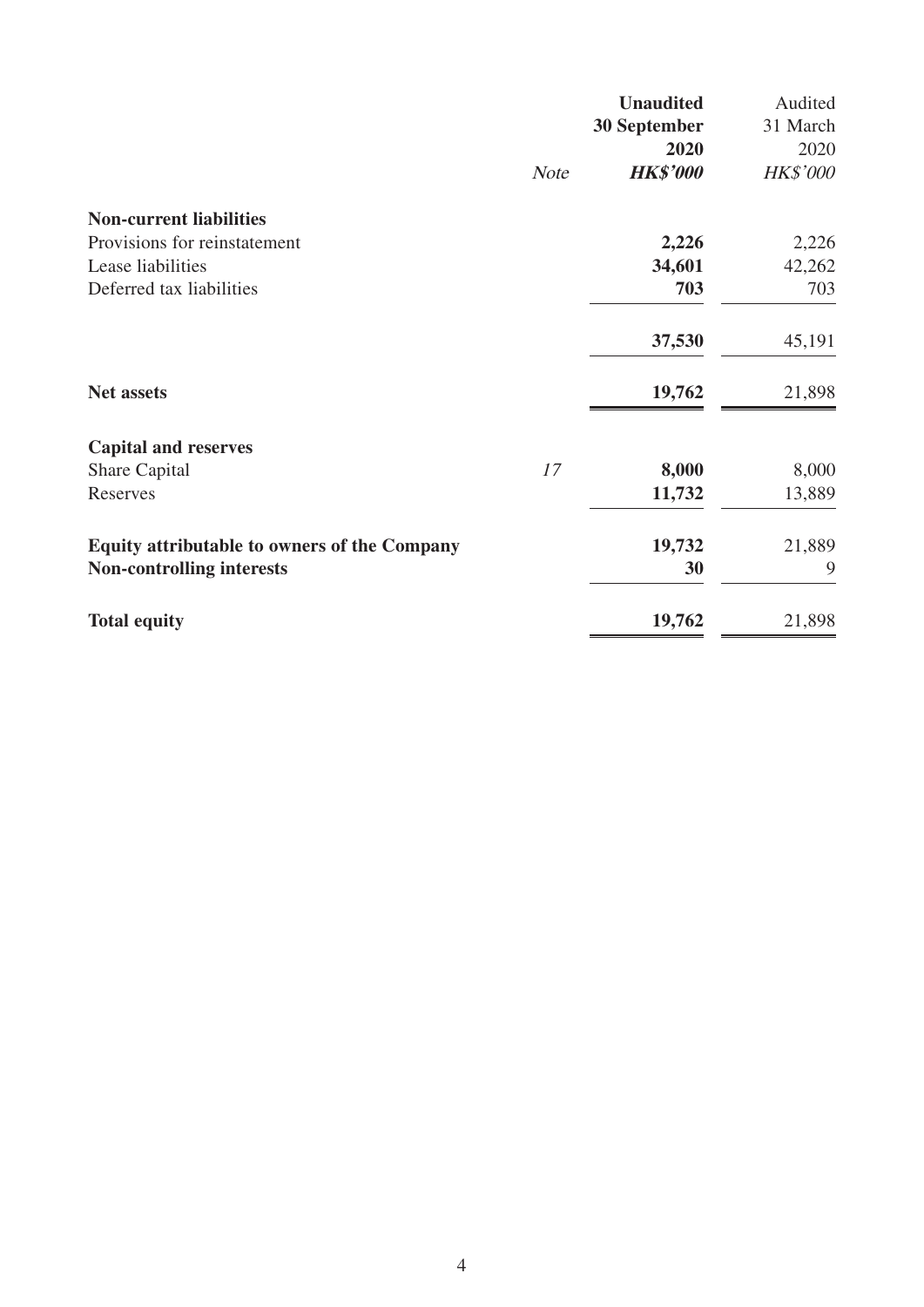| | *Note* | **Unaudited 30 September 2020** ***HK$'000*** | Audited 31 March 2020 *HK$'000* |
|---|---|---|---|
| **Non-current liabilities** | | | |
| Provisions for reinstatement | | **2,226** | 2,226 |
| Lease liabilities | | **34,601** | 42,262 |
| Deferred tax liabilities | | **703** | 703 |
| | | **37,530** | 45,191 |
| **Net assets** | | **19,762** | 21,898 |
| **Capital and reserves** | | | |
| Share Capital | *17* | **8,000** | 8,000 |
| Reserves | | **11,732** | 13,889 |
| **Equity attributable to owners of the Company** | | **19,732** | 21,889 |
| **Non-controlling interests** | | **30** | 9 |
| **Total equity** | | **19,762** | 21,898 |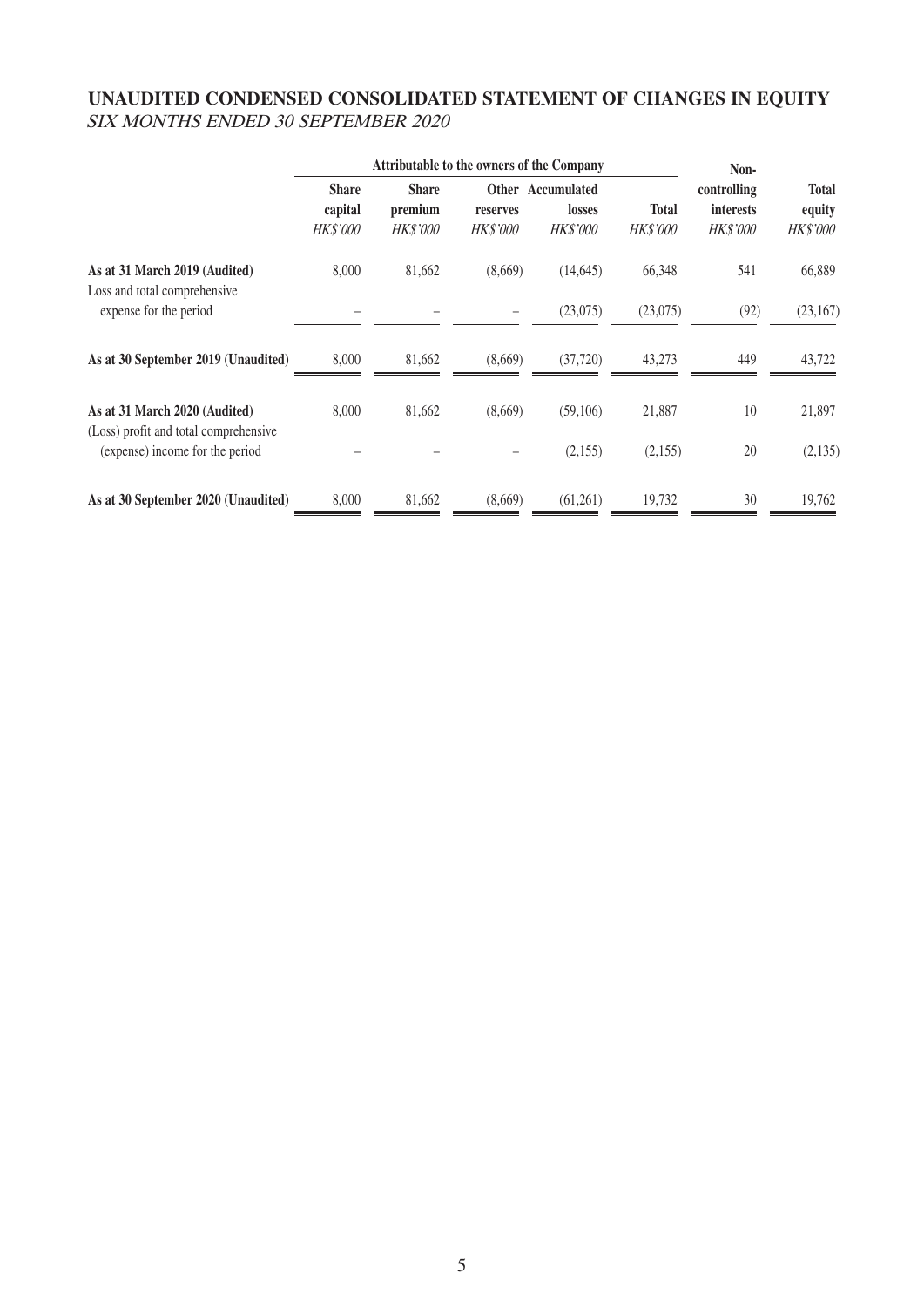## UNAUDITED CONDENSED CONSOLIDATED STATEMENT OF CHANGES IN EQUITY

*SIX MONTHS ENDED 30 SEPTEMBER 2020*

| | Attributable to the owners of the Company | | | | | Non- | |
|---|---|---|---|---|---|---|---|
| | **Share capital** | **Share premium** | **Other reserves** | **Accumulated losses** | **Total** | **controlling interests** | **Total equity** |
| | *HK$'000* | *HK$'000* | *HK$'000* | *HK$'000* | *HK$'000* | *HK$'000* | *HK$'000* |
| **As at 31 March 2019 (Audited)** | 8,000 | 81,662 | (8,669) | (14,645) | 66,348 | 541 | 66,889 |
| Loss and total comprehensive expense for the period | – | – | – | (23,075) | (23,075) | (92) | (23,167) |
| **As at 30 September 2019 (Unaudited)** | 8,000 | 81,662 | (8,669) | (37,720) | 43,273 | 449 | 43,722 |
| **As at 31 March 2020 (Audited)** | 8,000 | 81,662 | (8,669) | (59,106) | 21,887 | 10 | 21,897 |
| (Loss) profit and total comprehensive (expense) income for the period | – | – | – | (2,155) | (2,155) | 20 | (2,135) |
| **As at 30 September 2020 (Unaudited)** | 8,000 | 81,662 | (8,669) | (61,261) | 19,732 | 30 | 19,762 |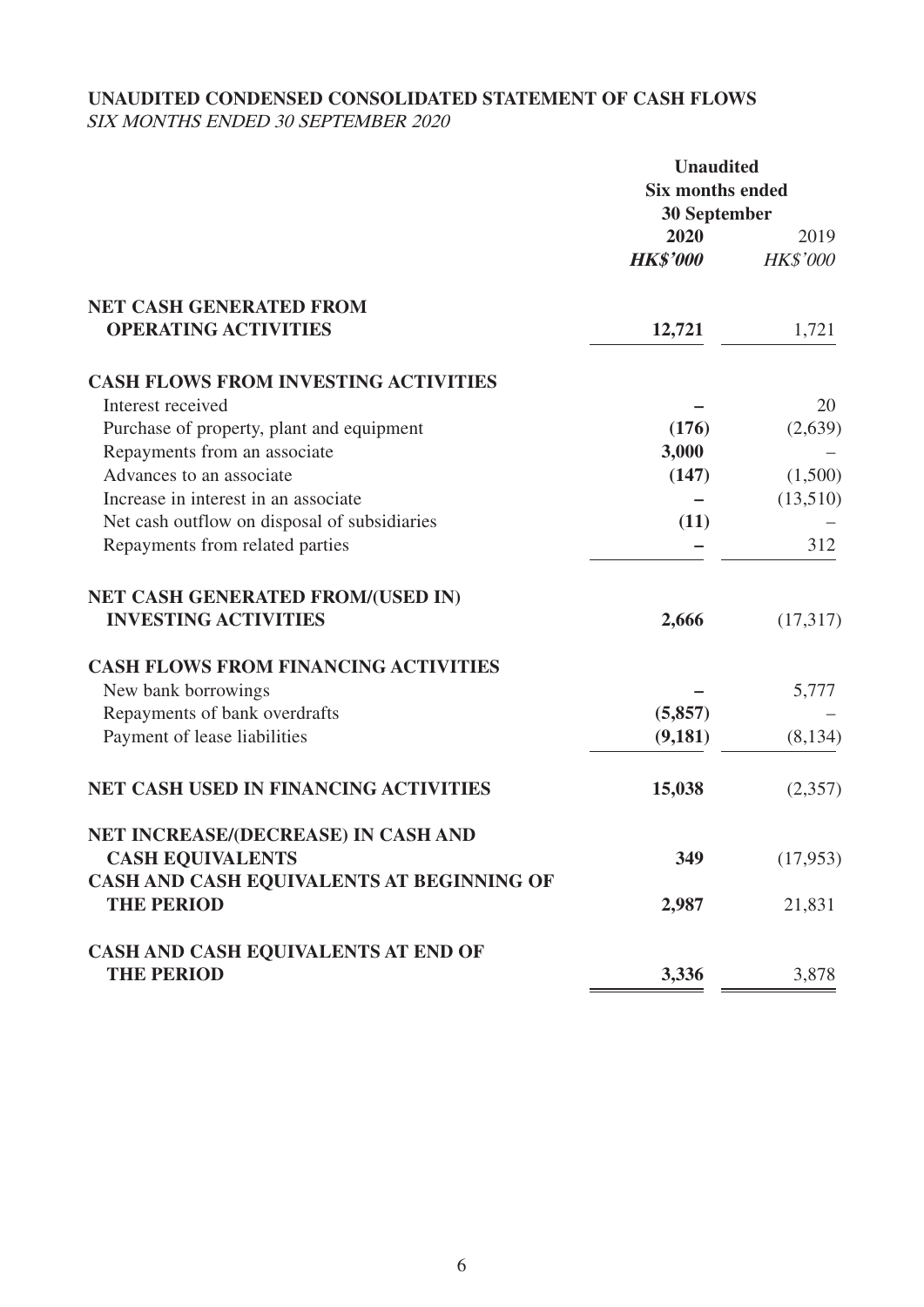**UNAUDITED CONDENSED CONSOLIDATED STATEMENT OF CASH FLOWS**
*SIX MONTHS ENDED 30 SEPTEMBER 2020*

| | **Unaudited Six months ended 30 September** | |
|---|---|---|
| | **2020** | 2019 |
| | ***HK$'000*** | *HK$'000* |
| **NET CASH GENERATED FROM OPERATING ACTIVITIES** | **12,721** | 1,721 |
| **CASH FLOWS FROM INVESTING ACTIVITIES** | | |
| Interest received | **–** | 20 |
| Purchase of property, plant and equipment | **(176)** | (2,639) |
| Repayments from an associate | **3,000** | – |
| Advances to an associate | **(147)** | (1,500) |
| Increase in interest in an associate | **–** | (13,510) |
| Net cash outflow on disposal of subsidiaries | **(11)** | – |
| Repayments from related parties | **–** | 312 |
| **NET CASH GENERATED FROM/(USED IN) INVESTING ACTIVITIES** | **2,666** | (17,317) |
| **CASH FLOWS FROM FINANCING ACTIVITIES** | | |
| New bank borrowings | **–** | 5,777 |
| Repayments of bank overdrafts | **(5,857)** | – |
| Payment of lease liabilities | **(9,181)** | (8,134) |
| **NET CASH USED IN FINANCING ACTIVITIES** | **15,038** | (2,357) |
| **NET INCREASE/(DECREASE) IN CASH AND CASH EQUIVALENTS** | **349** | (17,953) |
| **CASH AND CASH EQUIVALENTS AT BEGINNING OF THE PERIOD** | **2,987** | 21,831 |
| **CASH AND CASH EQUIVALENTS AT END OF THE PERIOD** | **3,336** | 3,878 |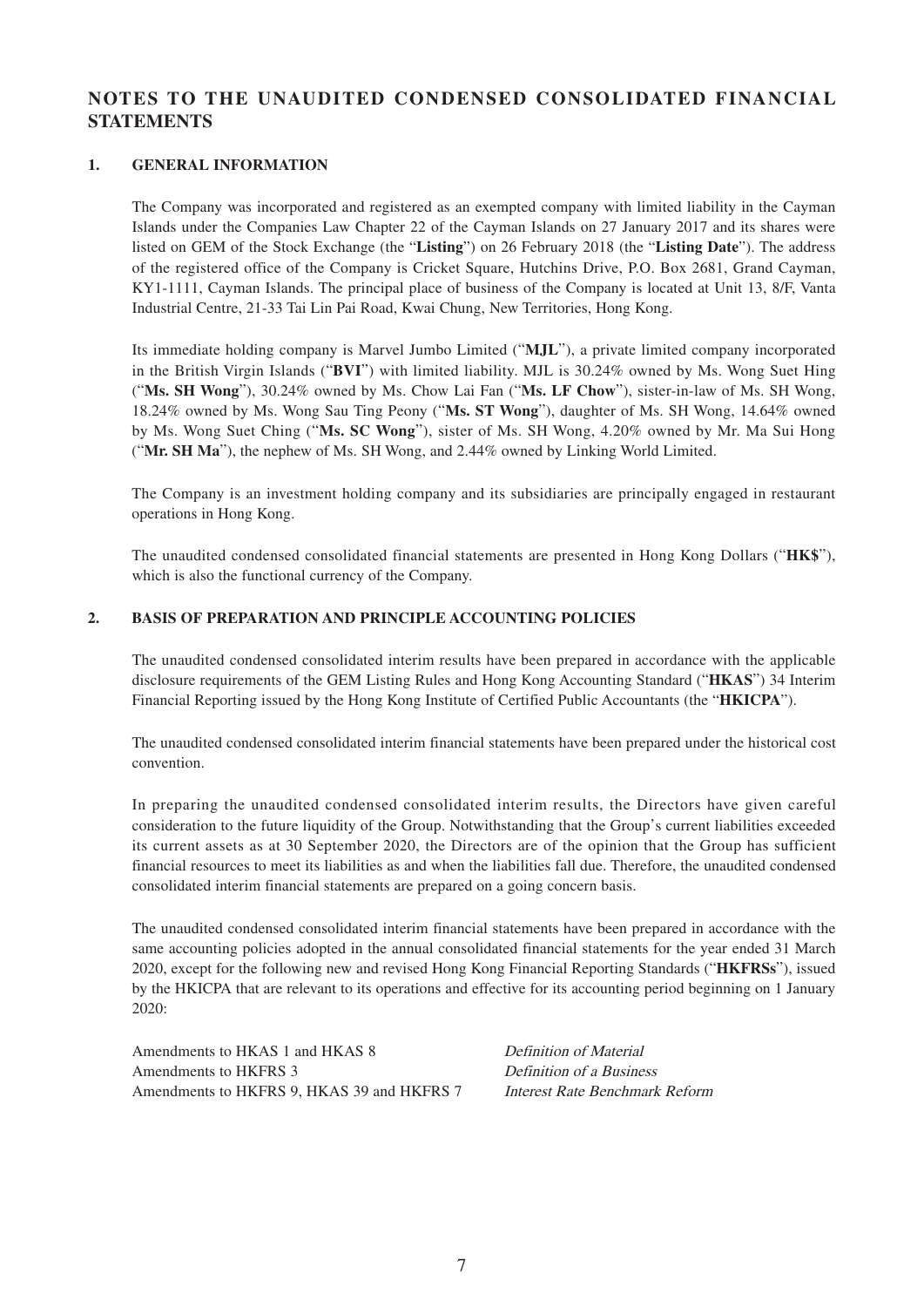# NOTES TO THE UNAUDITED CONDENSED CONSOLIDATED FINANCIAL STATEMENTS

## 1. GENERAL INFORMATION

The Company was incorporated and registered as an exempted company with limited liability in the Cayman Islands under the Companies Law Chapter 22 of the Cayman Islands on 27 January 2017 and its shares were listed on GEM of the Stock Exchange (the "**Listing**") on 26 February 2018 (the "**Listing Date**"). The address of the registered office of the Company is Cricket Square, Hutchins Drive, P.O. Box 2681, Grand Cayman, KY1-1111, Cayman Islands. The principal place of business of the Company is located at Unit 13, 8/F, Vanta Industrial Centre, 21-33 Tai Lin Pai Road, Kwai Chung, New Territories, Hong Kong.

Its immediate holding company is Marvel Jumbo Limited ("**MJL**"), a private limited company incorporated in the British Virgin Islands ("**BVI**") with limited liability. MJL is 30.24% owned by Ms. Wong Suet Hing ("**Ms. SH Wong**"), 30.24% owned by Ms. Chow Lai Fan ("**Ms. LF Chow**"), sister-in-law of Ms. SH Wong, 18.24% owned by Ms. Wong Sau Ting Peony ("**Ms. ST Wong**"), daughter of Ms. SH Wong, 14.64% owned by Ms. Wong Suet Ching ("**Ms. SC Wong**"), sister of Ms. SH Wong, 4.20% owned by Mr. Ma Sui Hong ("**Mr. SH Ma**"), the nephew of Ms. SH Wong, and 2.44% owned by Linking World Limited.

The Company is an investment holding company and its subsidiaries are principally engaged in restaurant operations in Hong Kong.

The unaudited condensed consolidated financial statements are presented in Hong Kong Dollars ("**HK$**"), which is also the functional currency of the Company.

## 2. BASIS OF PREPARATION AND PRINCIPLE ACCOUNTING POLICIES

The unaudited condensed consolidated interim results have been prepared in accordance with the applicable disclosure requirements of the GEM Listing Rules and Hong Kong Accounting Standard ("**HKAS**") 34 Interim Financial Reporting issued by the Hong Kong Institute of Certified Public Accountants (the "**HKICPA**").

The unaudited condensed consolidated interim financial statements have been prepared under the historical cost convention.

In preparing the unaudited condensed consolidated interim results, the Directors have given careful consideration to the future liquidity of the Group. Notwithstanding that the Group's current liabilities exceeded its current assets as at 30 September 2020, the Directors are of the opinion that the Group has sufficient financial resources to meet its liabilities as and when the liabilities fall due. Therefore, the unaudited condensed consolidated interim financial statements are prepared on a going concern basis.

The unaudited condensed consolidated interim financial statements have been prepared in accordance with the same accounting policies adopted in the annual consolidated financial statements for the year ended 31 March 2020, except for the following new and revised Hong Kong Financial Reporting Standards ("**HKFRSs**"), issued by the HKICPA that are relevant to its operations and effective for its accounting period beginning on 1 January 2020:

| | |
|---|---|
| Amendments to HKAS 1 and HKAS 8 | *Definition of Material* |
| Amendments to HKFRS 3 | *Definition of a Business* |
| Amendments to HKFRS 9, HKAS 39 and HKFRS 7 | *Interest Rate Benchmark Reform* |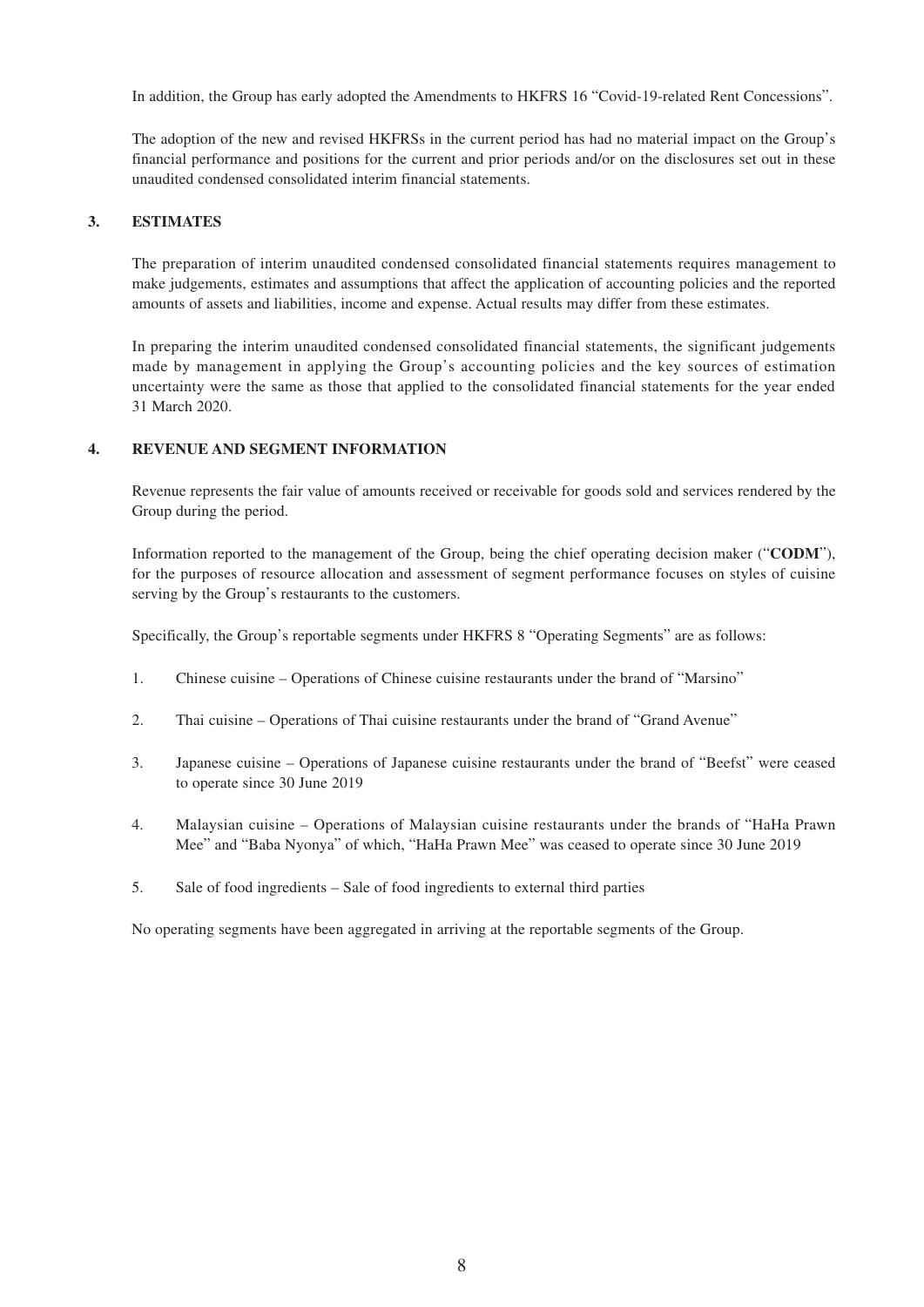In addition, the Group has early adopted the Amendments to HKFRS 16 "Covid-19-related Rent Concessions".

The adoption of the new and revised HKFRSs in the current period has had no material impact on the Group's financial performance and positions for the current and prior periods and/or on the disclosures set out in these unaudited condensed consolidated interim financial statements.

## 3. ESTIMATES

The preparation of interim unaudited condensed consolidated financial statements requires management to make judgements, estimates and assumptions that affect the application of accounting policies and the reported amounts of assets and liabilities, income and expense. Actual results may differ from these estimates.

In preparing the interim unaudited condensed consolidated financial statements, the significant judgements made by management in applying the Group's accounting policies and the key sources of estimation uncertainty were the same as those that applied to the consolidated financial statements for the year ended 31 March 2020.

## 4. REVENUE AND SEGMENT INFORMATION

Revenue represents the fair value of amounts received or receivable for goods sold and services rendered by the Group during the period.

Information reported to the management of the Group, being the chief operating decision maker ("**CODM**"), for the purposes of resource allocation and assessment of segment performance focuses on styles of cuisine serving by the Group's restaurants to the customers.

Specifically, the Group's reportable segments under HKFRS 8 "Operating Segments" are as follows:

1. Chinese cuisine – Operations of Chinese cuisine restaurants under the brand of "Marsino"
2. Thai cuisine – Operations of Thai cuisine restaurants under the brand of "Grand Avenue"
3. Japanese cuisine – Operations of Japanese cuisine restaurants under the brand of "Beefst" were ceased to operate since 30 June 2019
4. Malaysian cuisine – Operations of Malaysian cuisine restaurants under the brands of "HaHa Prawn Mee" and "Baba Nyonya" of which, "HaHa Prawn Mee" was ceased to operate since 30 June 2019
5. Sale of food ingredients – Sale of food ingredients to external third parties

No operating segments have been aggregated in arriving at the reportable segments of the Group.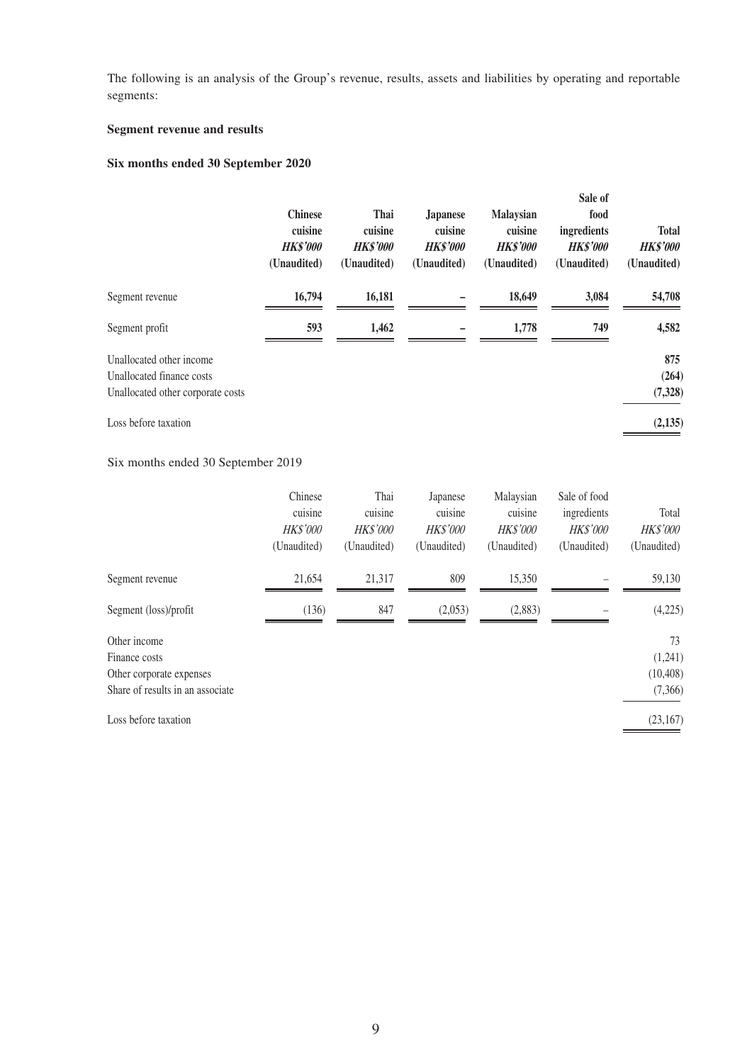The following is an analysis of the Group's revenue, results, assets and liabilities by operating and reportable segments:

**Segment revenue and results**

**Six months ended 30 September 2020**

| | **Chinese cuisine** | **Thai cuisine** | **Japanese cuisine** | **Malaysian cuisine** | **Sale of food ingredients** | **Total** |
|---|---|---|---|---|---|---|
| | ***HK$'000*** | ***HK$'000*** | ***HK$'000*** | ***HK$'000*** | ***HK$'000*** | ***HK$'000*** |
| | **(Unaudited)** | **(Unaudited)** | **(Unaudited)** | **(Unaudited)** | **(Unaudited)** | **(Unaudited)** |
| Segment revenue | **16,794** | **16,181** | **–** | **18,649** | **3,084** | **54,708** |
| Segment profit | **593** | **1,462** | **–** | **1,778** | **749** | **4,582** |
| Unallocated other income | | | | | | **875** |
| Unallocated finance costs | | | | | | **(264)** |
| Unallocated other corporate costs | | | | | | **(7,328)** |
| Loss before taxation | | | | | | **(2,135)** |

Six months ended 30 September 2019

| | Chinese cuisine | Thai cuisine | Japanese cuisine | Malaysian cuisine | Sale of food ingredients | Total |
|---|---|---|---|---|---|---|
| | *HK$'000* | *HK$'000* | *HK$'000* | *HK$'000* | *HK$'000* | *HK$'000* |
| | (Unaudited) | (Unaudited) | (Unaudited) | (Unaudited) | (Unaudited) | (Unaudited) |
| Segment revenue | 21,654 | 21,317 | 809 | 15,350 | – | 59,130 |
| Segment (loss)/profit | (136) | 847 | (2,053) | (2,883) | – | (4,225) |
| Other income | | | | | | 73 |
| Finance costs | | | | | | (1,241) |
| Other corporate expenses | | | | | | (10,408) |
| Share of results in an associate | | | | | | (7,366) |
| Loss before taxation | | | | | | (23,167) |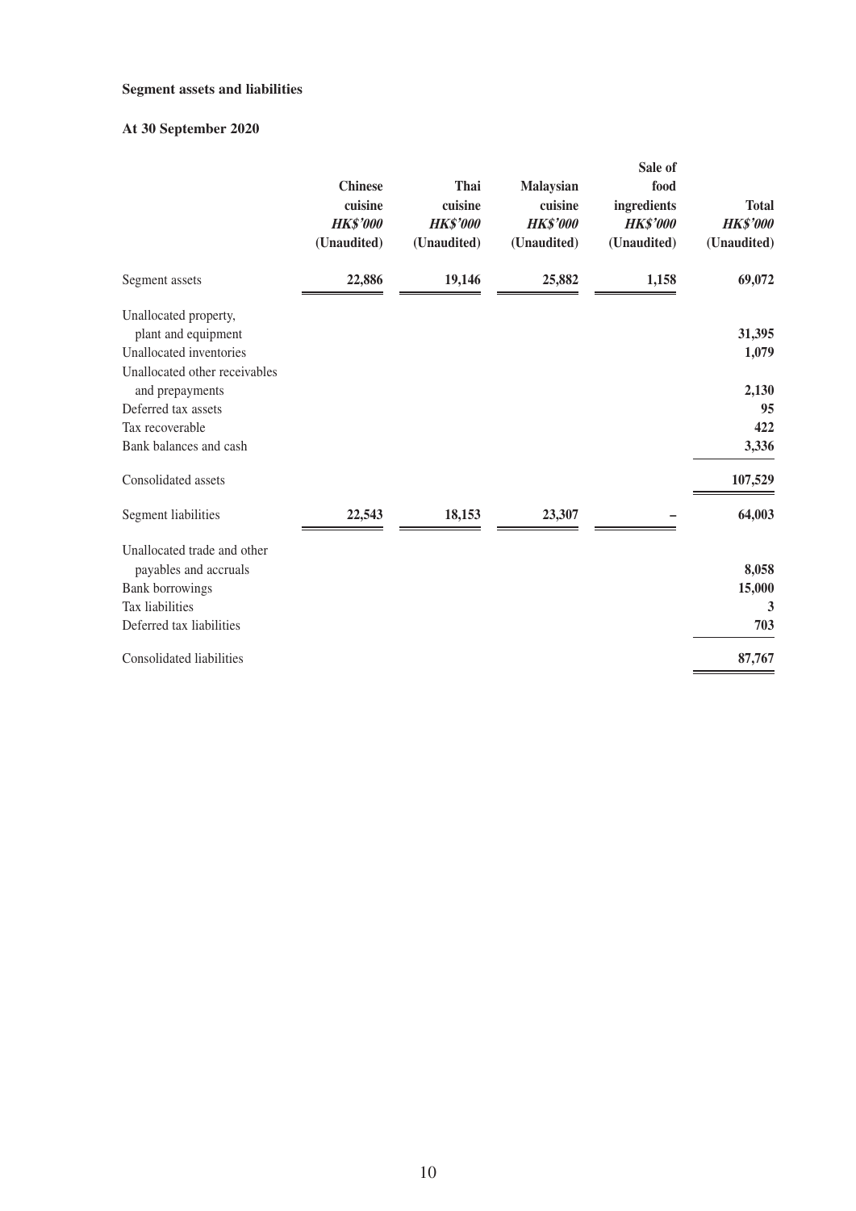**Segment assets and liabilities**

**At 30 September 2020**

| | Chinese cuisine *HK$'000* (Unaudited) | Thai cuisine *HK$'000* (Unaudited) | Malaysian cuisine *HK$'000* (Unaudited) | Sale of food ingredients *HK$'000* (Unaudited) | Total *HK$'000* (Unaudited) |
|---|---|---|---|---|---|
| Segment assets | 22,886 | 19,146 | 25,882 | 1,158 | 69,072 |
| Unallocated property, plant and equipment | | | | | 31,395 |
| Unallocated inventories | | | | | 1,079 |
| Unallocated other receivables and prepayments | | | | | 2,130 |
| Deferred tax assets | | | | | 95 |
| Tax recoverable | | | | | 422 |
| Bank balances and cash | | | | | 3,336 |
| Consolidated assets | | | | | 107,529 |
| Segment liabilities | 22,543 | 18,153 | 23,307 | – | 64,003 |
| Unallocated trade and other payables and accruals | | | | | 8,058 |
| Bank borrowings | | | | | 15,000 |
| Tax liabilities | | | | | 3 |
| Deferred tax liabilities | | | | | 703 |
| Consolidated liabilities | | | | | 87,767 |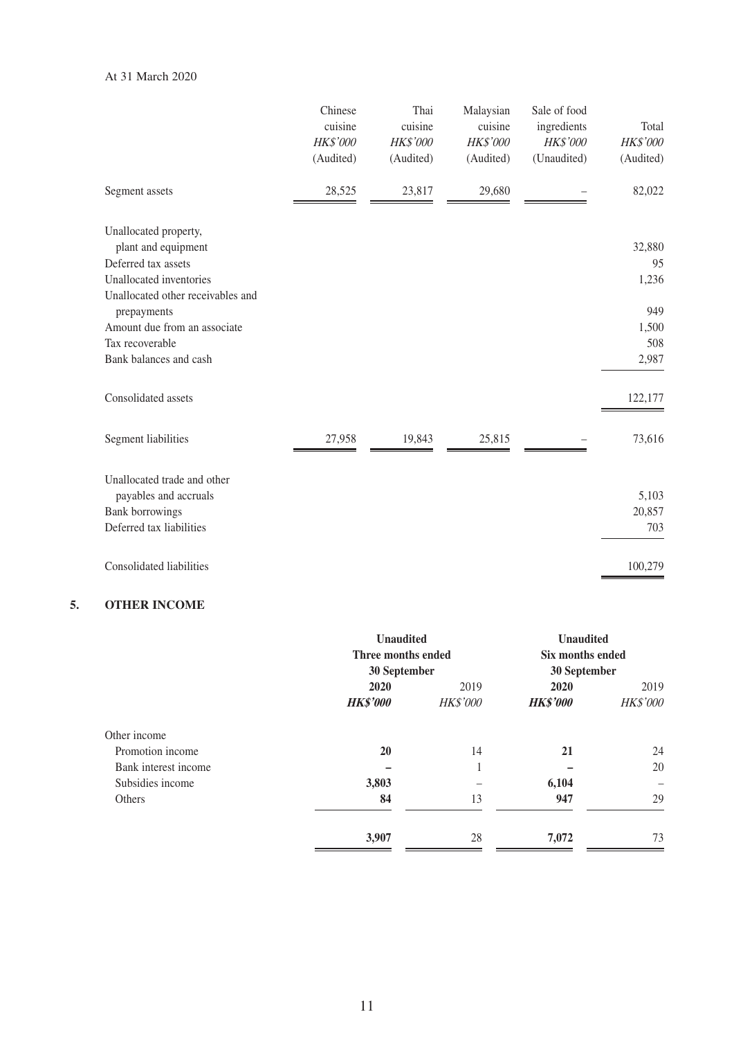At 31 March 2020

| | Chinese cuisine *HK$'000* (Audited) | Thai cuisine *HK$'000* (Audited) | Malaysian cuisine *HK$'000* (Audited) | Sale of food ingredients *HK$'000* (Unaudited) | Total *HK$'000* (Audited) |
|---|---|---|---|---|---|
| Segment assets | 28,525 | 23,817 | 29,680 | – | 82,022 |
| Unallocated property, plant and equipment | | | | | 32,880 |
| Deferred tax assets | | | | | 95 |
| Unallocated inventories | | | | | 1,236 |
| Unallocated other receivables and prepayments | | | | | 949 |
| Amount due from an associate | | | | | 1,500 |
| Tax recoverable | | | | | 508 |
| Bank balances and cash | | | | | 2,987 |
| Consolidated assets | | | | | 122,177 |
| Segment liabilities | 27,958 | 19,843 | 25,815 | – | 73,616 |
| Unallocated trade and other payables and accruals | | | | | 5,103 |
| Bank borrowings | | | | | 20,857 |
| Deferred tax liabilities | | | | | 703 |
| Consolidated liabilities | | | | | 100,279 |

## 5. OTHER INCOME

| | **Unaudited Three months ended 30 September** | | **Unaudited Six months ended 30 September** | |
|---|---|---|---|---|
| | **2020** ***HK$'000*** | 2019 *HK$'000* | **2020** ***HK$'000*** | 2019 *HK$'000* |
| Other income | | | | |
| Promotion income | **20** | 14 | **21** | 24 |
| Bank interest income | **–** | 1 | **–** | 20 |
| Subsidies income | **3,803** | – | **6,104** | – |
| Others | **84** | 13 | **947** | 29 |
| | **3,907** | 28 | **7,072** | 73 |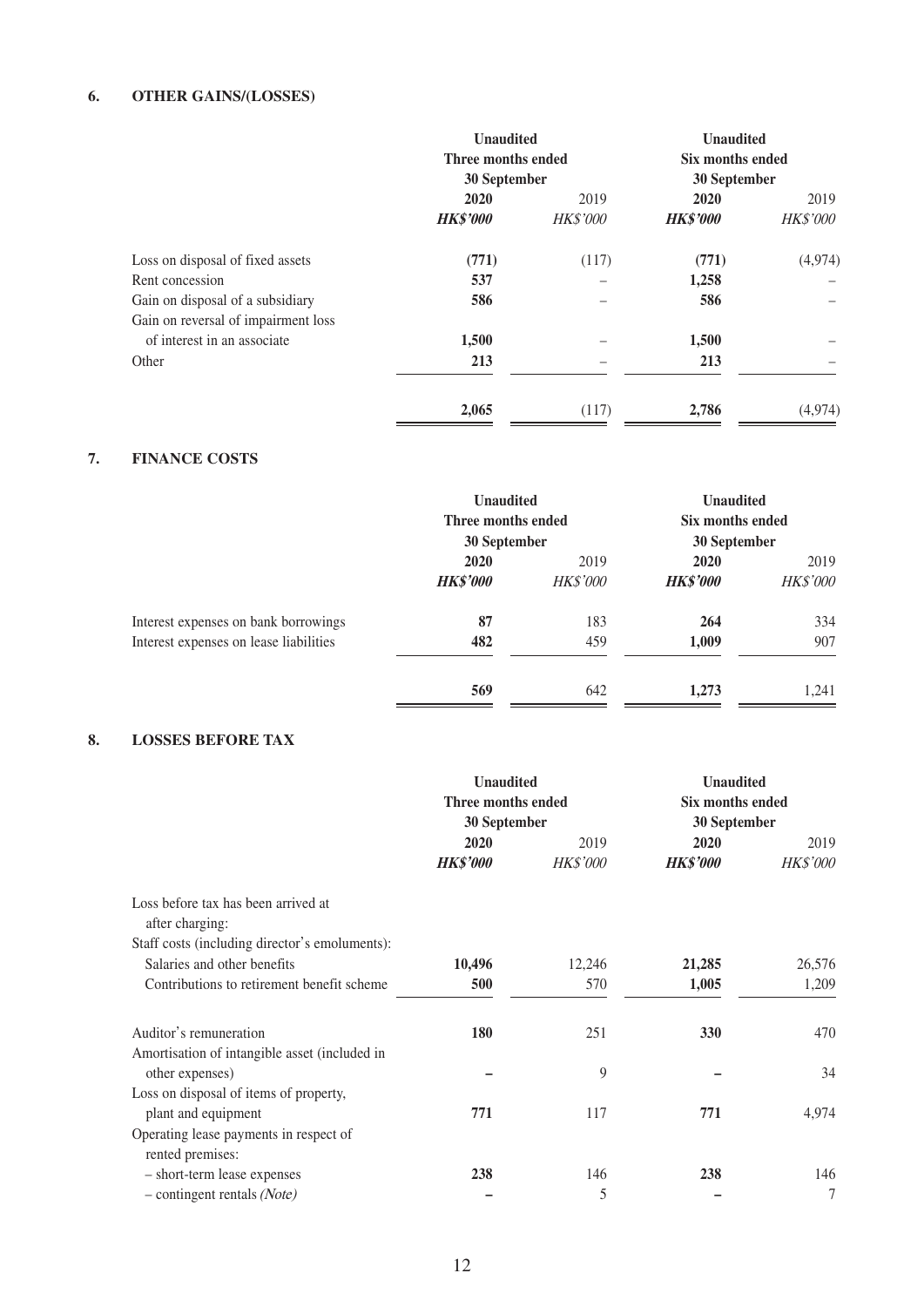## 6. OTHER GAINS/(LOSSES)

| | Unaudited Three months ended 30 September | | Unaudited Six months ended 30 September | |
|---|---|---|---|---|
| | **2020** | 2019 | **2020** | 2019 |
| | ***HK$'000*** | *HK$'000* | ***HK$'000*** | *HK$'000* |
| Loss on disposal of fixed assets | **(771)** | (117) | **(771)** | (4,974) |
| Rent concession | **537** | – | **1,258** | – |
| Gain on disposal of a subsidiary | **586** | – | **586** | – |
| Gain on reversal of impairment loss of interest in an associate | **1,500** | – | **1,500** | – |
| Other | **213** | – | **213** | – |
| | **2,065** | (117) | **2,786** | (4,974) |

## 7. FINANCE COSTS

| | Unaudited Three months ended 30 September | | Unaudited Six months ended 30 September | |
|---|---|---|---|---|
| | **2020** | 2019 | **2020** | 2019 |
| | ***HK$'000*** | *HK$'000* | ***HK$'000*** | *HK$'000* |
| Interest expenses on bank borrowings | **87** | 183 | **264** | 334 |
| Interest expenses on lease liabilities | **482** | 459 | **1,009** | 907 |
| | **569** | 642 | **1,273** | 1,241 |

## 8. LOSSES BEFORE TAX

| | Unaudited Three months ended 30 September | | Unaudited Six months ended 30 September | |
|---|---|---|---|---|
| | **2020** | 2019 | **2020** | 2019 |
| | ***HK$'000*** | *HK$'000* | ***HK$'000*** | *HK$'000* |
| Loss before tax has been arrived at after charging: | | | | |
| Staff costs (including director's emoluments): | | | | |
| Salaries and other benefits | **10,496** | 12,246 | **21,285** | 26,576 |
| Contributions to retirement benefit scheme | **500** | 570 | **1,005** | 1,209 |
| Auditor's remuneration | **180** | 251 | **330** | 470 |
| Amortisation of intangible asset (included in other expenses) | **–** | 9 | **–** | 34 |
| Loss on disposal of items of property, plant and equipment | **771** | 117 | **771** | 4,974 |
| Operating lease payments in respect of rented premises: | | | | |
| – short-term lease expenses | **238** | 146 | **238** | 146 |
| – contingent rentals *(Note)* | **–** | 5 | **–** | 7 |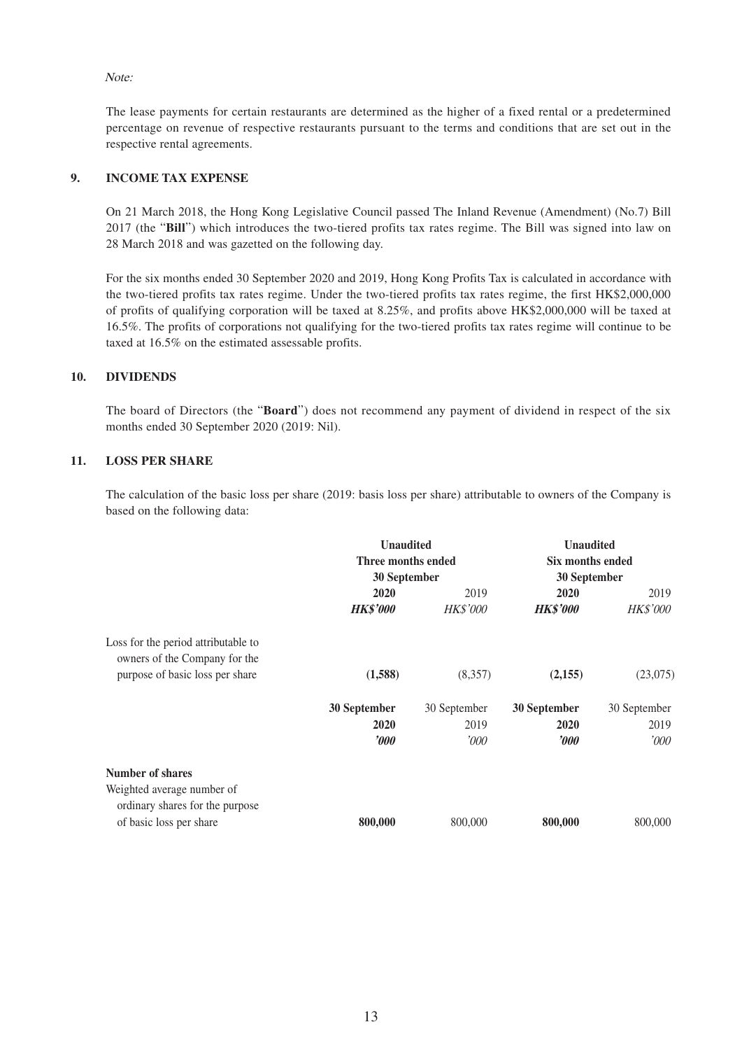*Note:*

The lease payments for certain restaurants are determined as the higher of a fixed rental or a predetermined percentage on revenue of respective restaurants pursuant to the terms and conditions that are set out in the respective rental agreements.

## 9. INCOME TAX EXPENSE

On 21 March 2018, the Hong Kong Legislative Council passed The Inland Revenue (Amendment) (No.7) Bill 2017 (the "**Bill**") which introduces the two-tiered profits tax rates regime. The Bill was signed into law on 28 March 2018 and was gazetted on the following day.

For the six months ended 30 September 2020 and 2019, Hong Kong Profits Tax is calculated in accordance with the two-tiered profits tax rates regime. Under the two-tiered profits tax rates regime, the first HK$2,000,000 of profits of qualifying corporation will be taxed at 8.25%, and profits above HK$2,000,000 will be taxed at 16.5%. The profits of corporations not qualifying for the two-tiered profits tax rates regime will continue to be taxed at 16.5% on the estimated assessable profits.

## 10. DIVIDENDS

The board of Directors (the "**Board**") does not recommend any payment of dividend in respect of the six months ended 30 September 2020 (2019: Nil).

## 11. LOSS PER SHARE

The calculation of the basic loss per share (2019: basis loss per share) attributable to owners of the Company is based on the following data:

| | **Unaudited Three months ended 30 September** | | **Unaudited Six months ended 30 September** | |
|---|---|---|---|---|
| | **2020** | 2019 | **2020** | 2019 |
| | ***HK$'000*** | *HK$'000* | ***HK$'000*** | *HK$'000* |
| Loss for the period attributable to owners of the Company for the purpose of basic loss per share | **(1,588)** | (8,357) | **(2,155)** | (23,075) |

| | **30 September 2020** | 30 September 2019 | **30 September 2020** | 30 September 2019 |
|---|---|---|---|---|
| | ***'000*** | *'000* | ***'000*** | *'000* |
| **Number of shares** | | | | |
| Weighted average number of ordinary shares for the purpose of basic loss per share | **800,000** | 800,000 | **800,000** | 800,000 |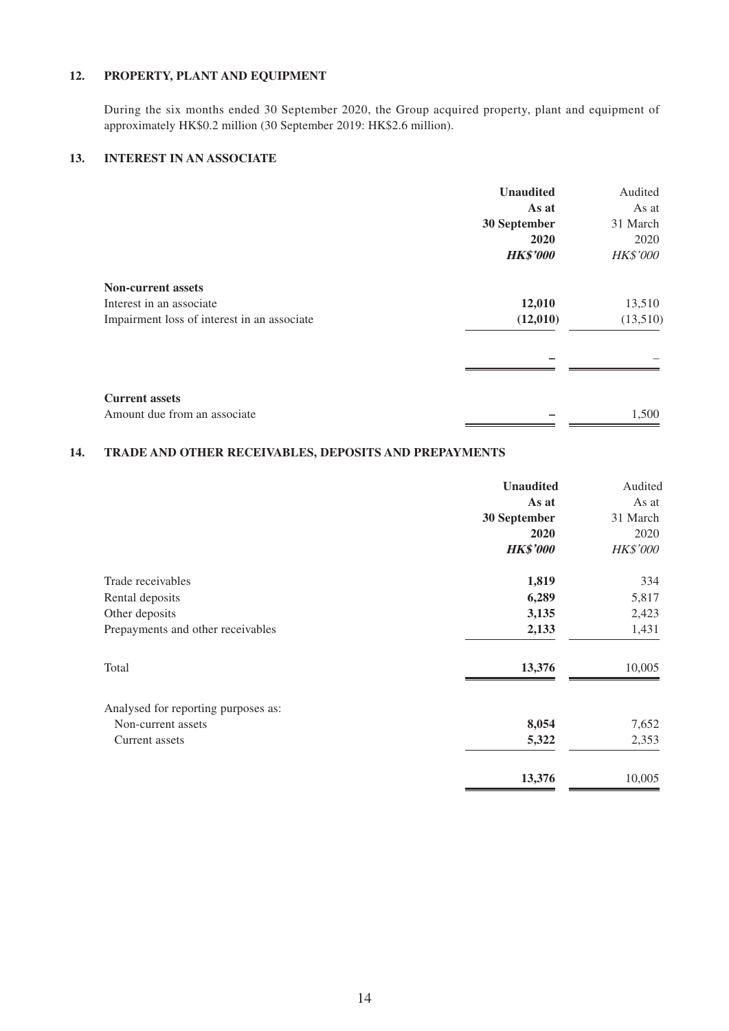## 12. PROPERTY, PLANT AND EQUIPMENT

During the six months ended 30 September 2020, the Group acquired property, plant and equipment of approximately HK$0.2 million (30 September 2019: HK$2.6 million).

## 13. INTEREST IN AN ASSOCIATE

| | **Unaudited** | Audited |
|---|---|---|
| | **As at** | As at |
| | **30 September** | 31 March |
| | **2020** | 2020 |
| | ***HK$'000*** | *HK$'000* |
| **Non-current assets** | | |
| Interest in an associate | **12,010** | 13,510 |
| Impairment loss of interest in an associate | **(12,010)** | (13,510) |
| | **–** | – |
| **Current assets** | | |
| Amount due from an associate | **–** | 1,500 |

## 14. TRADE AND OTHER RECEIVABLES, DEPOSITS AND PREPAYMENTS

| | **Unaudited** | Audited |
|---|---|---|
| | **As at** | As at |
| | **30 September** | 31 March |
| | **2020** | 2020 |
| | ***HK$'000*** | *HK$'000* |
| Trade receivables | **1,819** | 334 |
| Rental deposits | **6,289** | 5,817 |
| Other deposits | **3,135** | 2,423 |
| Prepayments and other receivables | **2,133** | 1,431 |
| Total | **13,376** | 10,005 |
| Analysed for reporting purposes as: | | |
| Non-current assets | **8,054** | 7,652 |
| Current assets | **5,322** | 2,353 |
| | **13,376** | 10,005 |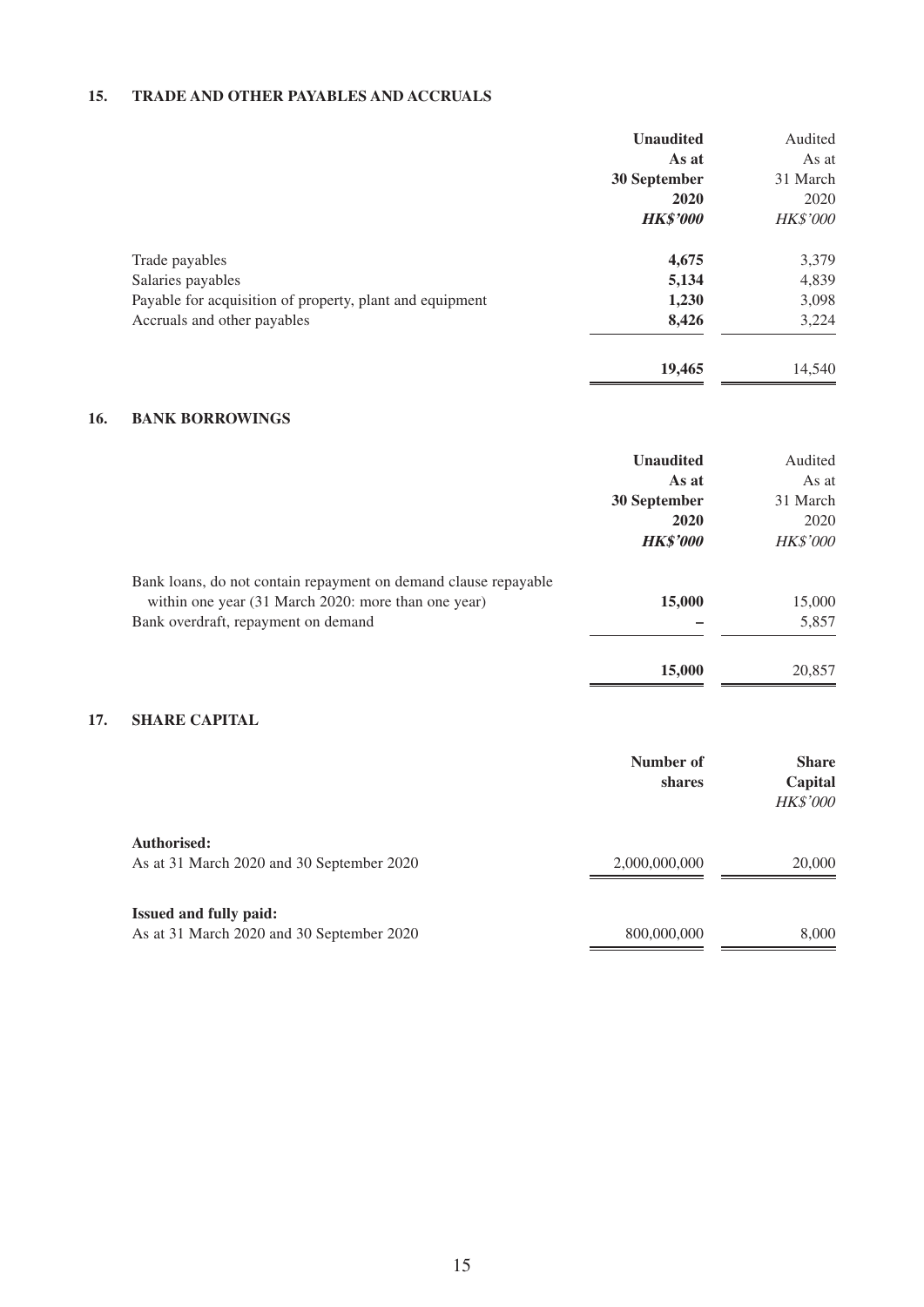## 15. TRADE AND OTHER PAYABLES AND ACCRUALS

| | **Unaudited As at 30 September 2020** | Audited As at 31 March 2020 |
|---|---|---|
| | ***HK$'000*** | *HK$'000* |
| Trade payables | **4,675** | 3,379 |
| Salaries payables | **5,134** | 4,839 |
| Payable for acquisition of property, plant and equipment | **1,230** | 3,098 |
| Accruals and other payables | **8,426** | 3,224 |
| | **19,465** | 14,540 |

## 16. BANK BORROWINGS

| | **Unaudited As at 30 September 2020** | Audited As at 31 March 2020 |
|---|---|---|
| | ***HK$'000*** | *HK$'000* |
| Bank loans, do not contain repayment on demand clause repayable within one year (31 March 2020: more than one year) | **15,000** | 15,000 |
| Bank overdraft, repayment on demand | **–** | 5,857 |
| | **15,000** | 20,857 |

## 17. SHARE CAPITAL

| | **Number of shares** | **Share Capital** |
|---|---|---|
| | | *HK$'000* |
| **Authorised:** | | |
| As at 31 March 2020 and 30 September 2020 | 2,000,000,000 | 20,000 |
| **Issued and fully paid:** | | |
| As at 31 March 2020 and 30 September 2020 | 800,000,000 | 8,000 |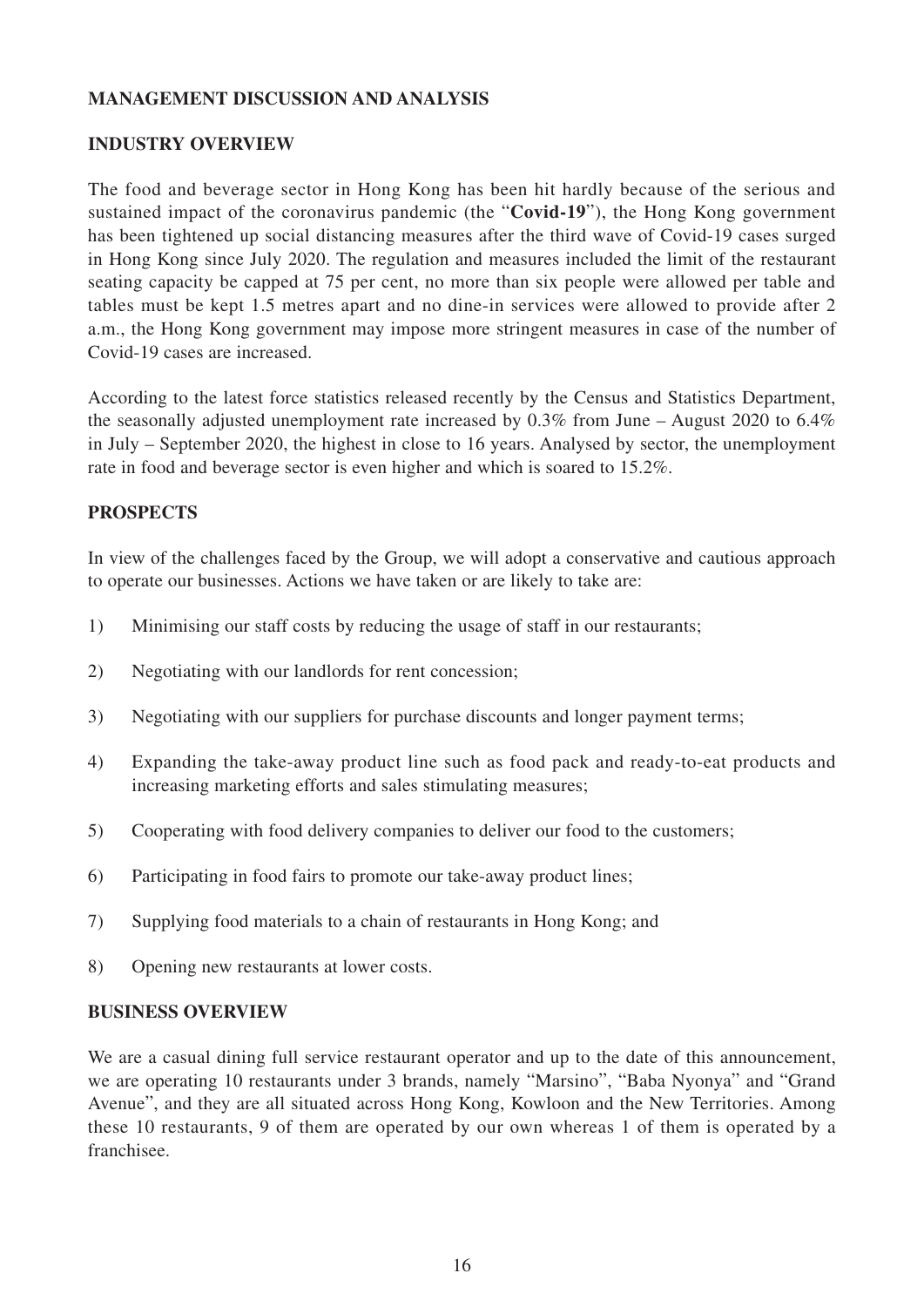## MANAGEMENT DISCUSSION AND ANALYSIS

### INDUSTRY OVERVIEW

The food and beverage sector in Hong Kong has been hit hardly because of the serious and sustained impact of the coronavirus pandemic (the "**Covid-19**"), the Hong Kong government has been tightened up social distancing measures after the third wave of Covid-19 cases surged in Hong Kong since July 2020. The regulation and measures included the limit of the restaurant seating capacity be capped at 75 per cent, no more than six people were allowed per table and tables must be kept 1.5 metres apart and no dine-in services were allowed to provide after 2 a.m., the Hong Kong government may impose more stringent measures in case of the number of Covid-19 cases are increased.

According to the latest force statistics released recently by the Census and Statistics Department, the seasonally adjusted unemployment rate increased by 0.3% from June – August 2020 to 6.4% in July – September 2020, the highest in close to 16 years. Analysed by sector, the unemployment rate in food and beverage sector is even higher and which is soared to 15.2%.

### PROSPECTS

In view of the challenges faced by the Group, we will adopt a conservative and cautious approach to operate our businesses. Actions we have taken or are likely to take are:

1) Minimising our staff costs by reducing the usage of staff in our restaurants;
2) Negotiating with our landlords for rent concession;
3) Negotiating with our suppliers for purchase discounts and longer payment terms;
4) Expanding the take-away product line such as food pack and ready-to-eat products and increasing marketing efforts and sales stimulating measures;
5) Cooperating with food delivery companies to deliver our food to the customers;
6) Participating in food fairs to promote our take-away product lines;
7) Supplying food materials to a chain of restaurants in Hong Kong; and
8) Opening new restaurants at lower costs.

### BUSINESS OVERVIEW

We are a casual dining full service restaurant operator and up to the date of this announcement, we are operating 10 restaurants under 3 brands, namely "Marsino", "Baba Nyonya" and "Grand Avenue", and they are all situated across Hong Kong, Kowloon and the New Territories. Among these 10 restaurants, 9 of them are operated by our own whereas 1 of them is operated by a franchisee.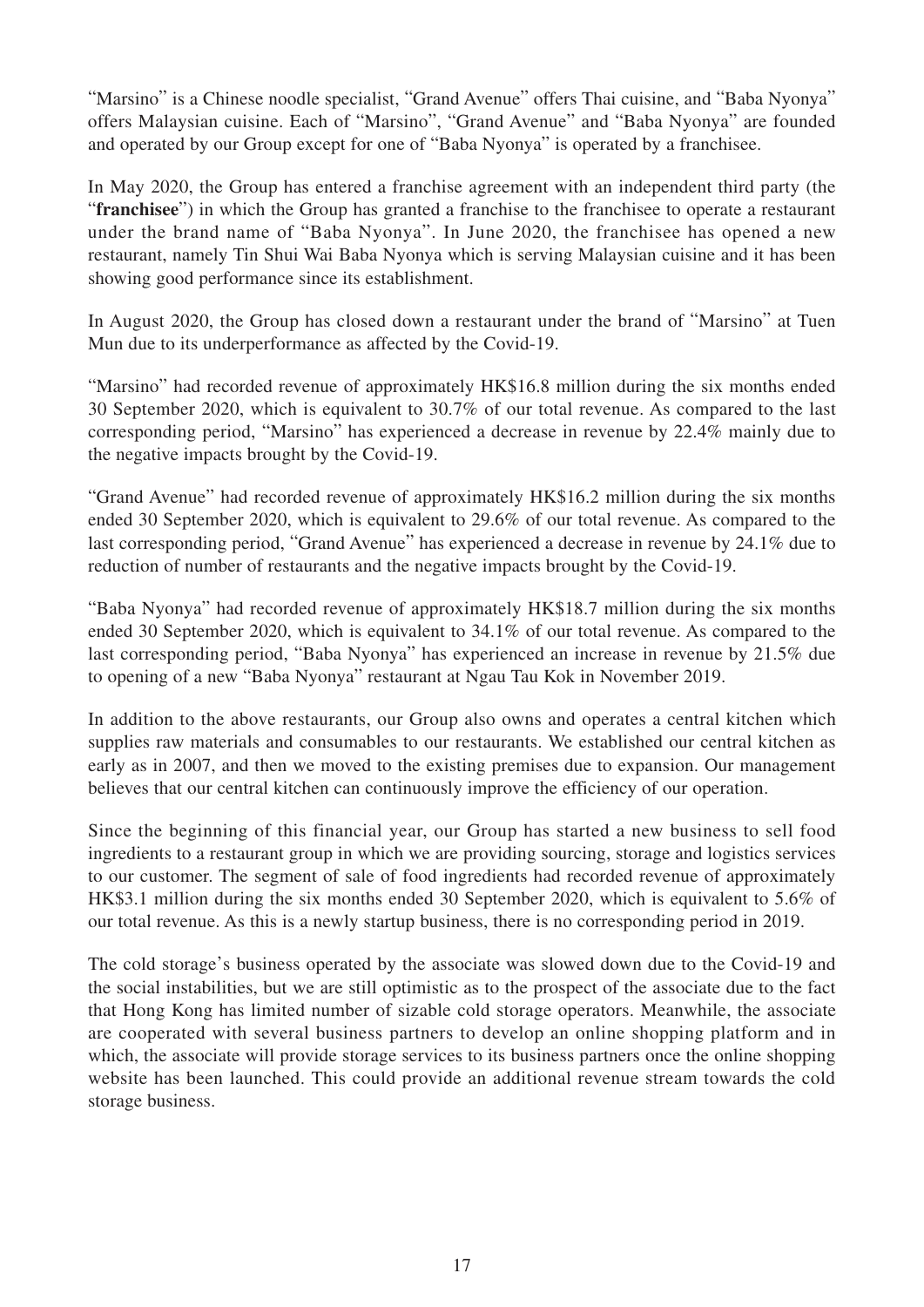"Marsino" is a Chinese noodle specialist, "Grand Avenue" offers Thai cuisine, and "Baba Nyonya" offers Malaysian cuisine. Each of "Marsino", "Grand Avenue" and "Baba Nyonya" are founded and operated by our Group except for one of "Baba Nyonya" is operated by a franchisee.

In May 2020, the Group has entered a franchise agreement with an independent third party (the "**franchisee**") in which the Group has granted a franchise to the franchisee to operate a restaurant under the brand name of "Baba Nyonya". In June 2020, the franchisee has opened a new restaurant, namely Tin Shui Wai Baba Nyonya which is serving Malaysian cuisine and it has been showing good performance since its establishment.

In August 2020, the Group has closed down a restaurant under the brand of "Marsino" at Tuen Mun due to its underperformance as affected by the Covid-19.

"Marsino" had recorded revenue of approximately HK$16.8 million during the six months ended 30 September 2020, which is equivalent to 30.7% of our total revenue. As compared to the last corresponding period, "Marsino" has experienced a decrease in revenue by 22.4% mainly due to the negative impacts brought by the Covid-19.

"Grand Avenue" had recorded revenue of approximately HK$16.2 million during the six months ended 30 September 2020, which is equivalent to 29.6% of our total revenue. As compared to the last corresponding period, "Grand Avenue" has experienced a decrease in revenue by 24.1% due to reduction of number of restaurants and the negative impacts brought by the Covid-19.

"Baba Nyonya" had recorded revenue of approximately HK$18.7 million during the six months ended 30 September 2020, which is equivalent to 34.1% of our total revenue. As compared to the last corresponding period, "Baba Nyonya" has experienced an increase in revenue by 21.5% due to opening of a new "Baba Nyonya" restaurant at Ngau Tau Kok in November 2019.

In addition to the above restaurants, our Group also owns and operates a central kitchen which supplies raw materials and consumables to our restaurants. We established our central kitchen as early as in 2007, and then we moved to the existing premises due to expansion. Our management believes that our central kitchen can continuously improve the efficiency of our operation.

Since the beginning of this financial year, our Group has started a new business to sell food ingredients to a restaurant group in which we are providing sourcing, storage and logistics services to our customer. The segment of sale of food ingredients had recorded revenue of approximately HK$3.1 million during the six months ended 30 September 2020, which is equivalent to 5.6% of our total revenue. As this is a newly startup business, there is no corresponding period in 2019.

The cold storage's business operated by the associate was slowed down due to the Covid-19 and the social instabilities, but we are still optimistic as to the prospect of the associate due to the fact that Hong Kong has limited number of sizable cold storage operators. Meanwhile, the associate are cooperated with several business partners to develop an online shopping platform and in which, the associate will provide storage services to its business partners once the online shopping website has been launched. This could provide an additional revenue stream towards the cold storage business.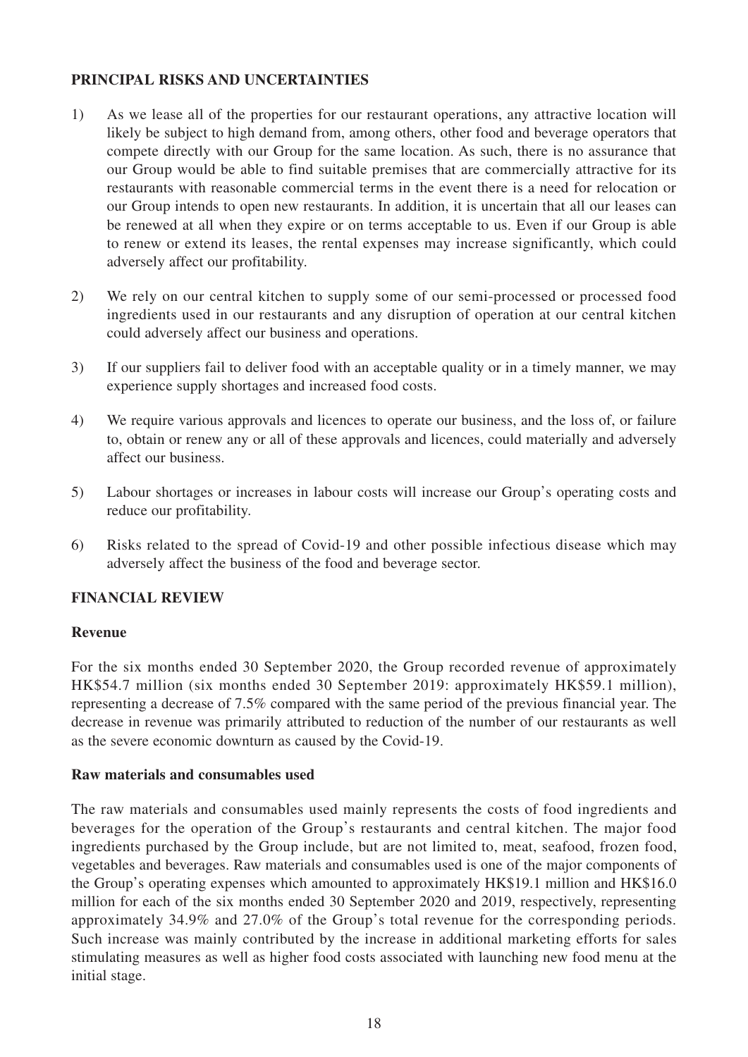## PRINCIPAL RISKS AND UNCERTAINTIES

1) As we lease all of the properties for our restaurant operations, any attractive location will likely be subject to high demand from, among others, other food and beverage operators that compete directly with our Group for the same location. As such, there is no assurance that our Group would be able to find suitable premises that are commercially attractive for its restaurants with reasonable commercial terms in the event there is a need for relocation or our Group intends to open new restaurants. In addition, it is uncertain that all our leases can be renewed at all when they expire or on terms acceptable to us. Even if our Group is able to renew or extend its leases, the rental expenses may increase significantly, which could adversely affect our profitability.

2) We rely on our central kitchen to supply some of our semi-processed or processed food ingredients used in our restaurants and any disruption of operation at our central kitchen could adversely affect our business and operations.

3) If our suppliers fail to deliver food with an acceptable quality or in a timely manner, we may experience supply shortages and increased food costs.

4) We require various approvals and licences to operate our business, and the loss of, or failure to, obtain or renew any or all of these approvals and licences, could materially and adversely affect our business.

5) Labour shortages or increases in labour costs will increase our Group's operating costs and reduce our profitability.

6) Risks related to the spread of Covid-19 and other possible infectious disease which may adversely affect the business of the food and beverage sector.

## FINANCIAL REVIEW

### Revenue

For the six months ended 30 September 2020, the Group recorded revenue of approximately HK$54.7 million (six months ended 30 September 2019: approximately HK$59.1 million), representing a decrease of 7.5% compared with the same period of the previous financial year. The decrease in revenue was primarily attributed to reduction of the number of our restaurants as well as the severe economic downturn as caused by the Covid-19.

### Raw materials and consumables used

The raw materials and consumables used mainly represents the costs of food ingredients and beverages for the operation of the Group's restaurants and central kitchen. The major food ingredients purchased by the Group include, but are not limited to, meat, seafood, frozen food, vegetables and beverages. Raw materials and consumables used is one of the major components of the Group's operating expenses which amounted to approximately HK$19.1 million and HK$16.0 million for each of the six months ended 30 September 2020 and 2019, respectively, representing approximately 34.9% and 27.0% of the Group's total revenue for the corresponding periods. Such increase was mainly contributed by the increase in additional marketing efforts for sales stimulating measures as well as higher food costs associated with launching new food menu at the initial stage.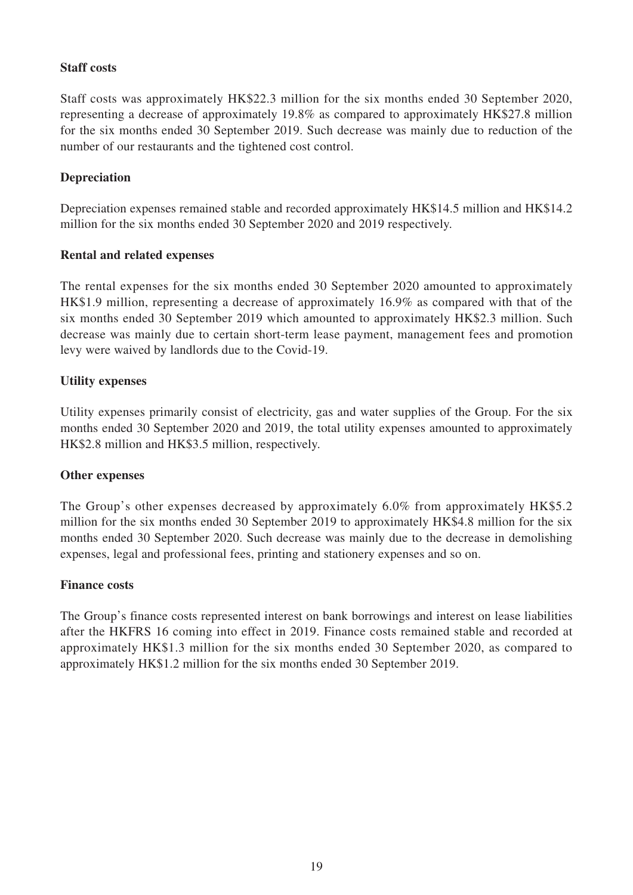**Staff costs**

Staff costs was approximately HK$22.3 million for the six months ended 30 September 2020, representing a decrease of approximately 19.8% as compared to approximately HK$27.8 million for the six months ended 30 September 2019. Such decrease was mainly due to reduction of the number of our restaurants and the tightened cost control.

**Depreciation**

Depreciation expenses remained stable and recorded approximately HK$14.5 million and HK$14.2 million for the six months ended 30 September 2020 and 2019 respectively.

**Rental and related expenses**

The rental expenses for the six months ended 30 September 2020 amounted to approximately HK$1.9 million, representing a decrease of approximately 16.9% as compared with that of the six months ended 30 September 2019 which amounted to approximately HK$2.3 million. Such decrease was mainly due to certain short-term lease payment, management fees and promotion levy were waived by landlords due to the Covid-19.

**Utility expenses**

Utility expenses primarily consist of electricity, gas and water supplies of the Group. For the six months ended 30 September 2020 and 2019, the total utility expenses amounted to approximately HK$2.8 million and HK$3.5 million, respectively.

**Other expenses**

The Group's other expenses decreased by approximately 6.0% from approximately HK$5.2 million for the six months ended 30 September 2019 to approximately HK$4.8 million for the six months ended 30 September 2020. Such decrease was mainly due to the decrease in demolishing expenses, legal and professional fees, printing and stationery expenses and so on.

**Finance costs**

The Group's finance costs represented interest on bank borrowings and interest on lease liabilities after the HKFRS 16 coming into effect in 2019. Finance costs remained stable and recorded at approximately HK$1.3 million for the six months ended 30 September 2020, as compared to approximately HK$1.2 million for the six months ended 30 September 2019.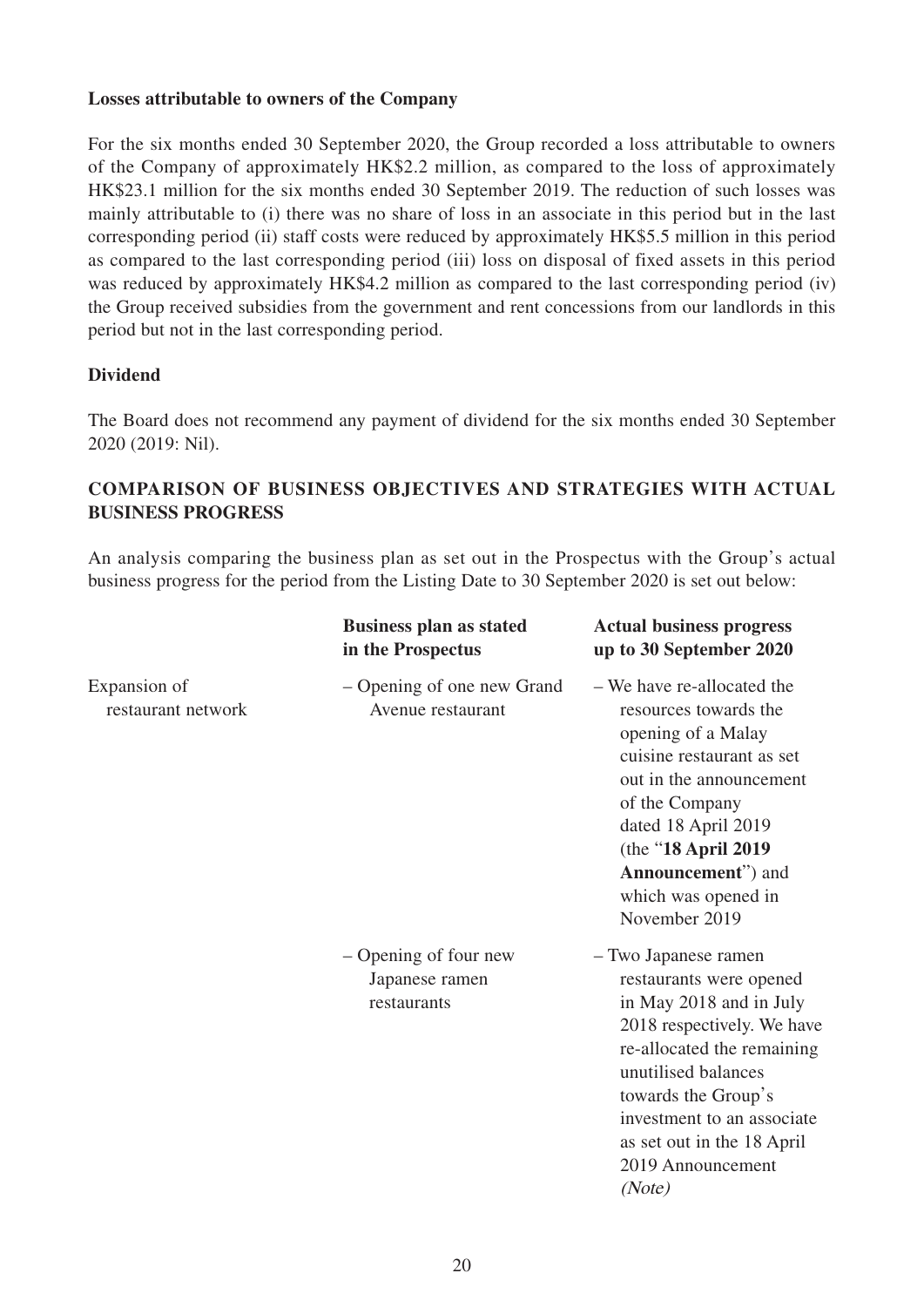**Losses attributable to owners of the Company**

For the six months ended 30 September 2020, the Group recorded a loss attributable to owners of the Company of approximately HK$2.2 million, as compared to the loss of approximately HK$23.1 million for the six months ended 30 September 2019. The reduction of such losses was mainly attributable to (i) there was no share of loss in an associate in this period but in the last corresponding period (ii) staff costs were reduced by approximately HK$5.5 million in this period as compared to the last corresponding period (iii) loss on disposal of fixed assets in this period was reduced by approximately HK$4.2 million as compared to the last corresponding period (iv) the Group received subsidies from the government and rent concessions from our landlords in this period but not in the last corresponding period.

**Dividend**

The Board does not recommend any payment of dividend for the six months ended 30 September 2020 (2019: Nil).

## COMPARISON OF BUSINESS OBJECTIVES AND STRATEGIES WITH ACTUAL BUSINESS PROGRESS

An analysis comparing the business plan as set out in the Prospectus with the Group's actual business progress for the period from the Listing Date to 30 September 2020 is set out below:

| | **Business plan as stated in the Prospectus** | **Actual business progress up to 30 September 2020** |
|---|---|---|
| Expansion of restaurant network | – Opening of one new Grand Avenue restaurant | – We have re-allocated the resources towards the opening of a Malay cuisine restaurant as set out in the announcement of the Company dated 18 April 2019 (the "**18 April 2019 Announcement**") and which was opened in November 2019 |
| | – Opening of four new Japanese ramen restaurants | – Two Japanese ramen restaurants were opened in May 2018 and in July 2018 respectively. We have re-allocated the remaining unutilised balances towards the Group's investment to an associate as set out in the 18 April 2019 Announcement *(Note)* |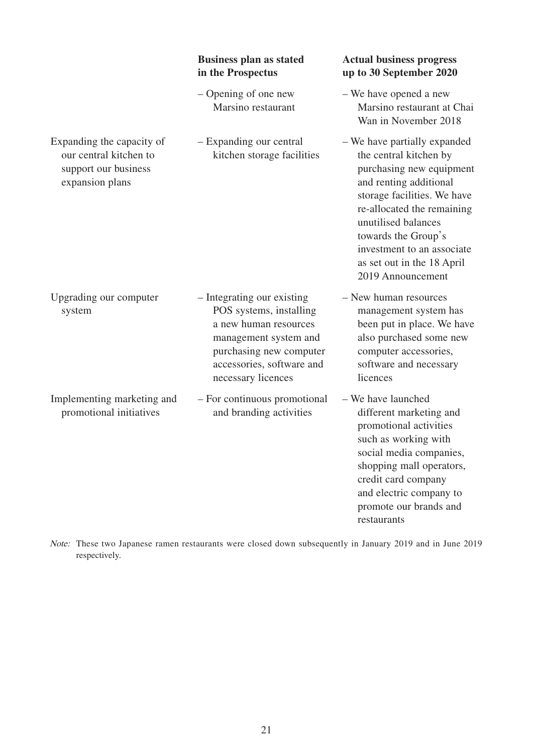| | Business plan as stated in the Prospectus | Actual business progress up to 30 September 2020 |
| --- | --- | --- |
| | – Opening of one new Marsino restaurant | – We have opened a new Marsino restaurant at Chai Wan in November 2018 |
| Expanding the capacity of our central kitchen to support our business expansion plans | – Expanding our central kitchen storage facilities | – We have partially expanded the central kitchen by purchasing new equipment and renting additional storage facilities. We have re-allocated the remaining unutilised balances towards the Group's investment to an associate as set out in the 18 April 2019 Announcement |
| Upgrading our computer system | – Integrating our existing POS systems, installing a new human resources management system and purchasing new computer accessories, software and necessary licences | – New human resources management system has been put in place. We have also purchased some new computer accessories, software and necessary licences |
| Implementing marketing and promotional initiatives | – For continuous promotional and branding activities | – We have launched different marketing and promotional activities such as working with social media companies, shopping mall operators, credit card company and electric company to promote our brands and restaurants |

*Note:* These two Japanese ramen restaurants were closed down subsequently in January 2019 and in June 2019 respectively.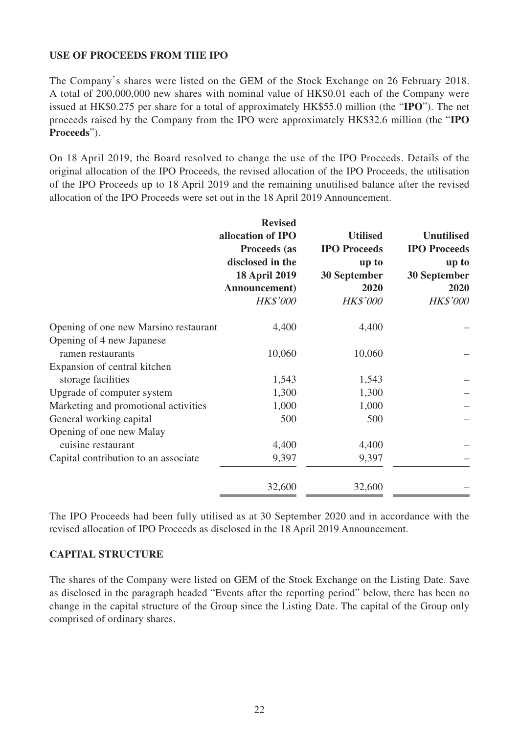**USE OF PROCEEDS FROM THE IPO**

The Company's shares were listed on the GEM of the Stock Exchange on 26 February 2018. A total of 200,000,000 new shares with nominal value of HK$0.01 each of the Company were issued at HK$0.275 per share for a total of approximately HK$55.0 million (the "**IPO**"). The net proceeds raised by the Company from the IPO were approximately HK$32.6 million (the "**IPO Proceeds**").

On 18 April 2019, the Board resolved to change the use of the IPO Proceeds. Details of the original allocation of the IPO Proceeds, the revised allocation of the IPO Proceeds, the utilisation of the IPO Proceeds up to 18 April 2019 and the remaining unutilised balance after the revised allocation of the IPO Proceeds were set out in the 18 April 2019 Announcement.

| | **Revised allocation of IPO Proceeds (as disclosed in the 18 April 2019 Announcement)** | **Utilised IPO Proceeds up to 30 September 2020** | **Unutilised IPO Proceeds up to 30 September 2020** |
|---|---|---|---|
| | *HK$'000* | *HK$'000* | *HK$'000* |
| Opening of one new Marsino restaurant | 4,400 | 4,400 | – |
| Opening of 4 new Japanese ramen restaurants | 10,060 | 10,060 | – |
| Expansion of central kitchen storage facilities | 1,543 | 1,543 | – |
| Upgrade of computer system | 1,300 | 1,300 | – |
| Marketing and promotional activities | 1,000 | 1,000 | – |
| General working capital | 500 | 500 | – |
| Opening of one new Malay cuisine restaurant | 4,400 | 4,400 | – |
| Capital contribution to an associate | 9,397 | 9,397 | – |
| | 32,600 | 32,600 | – |

The IPO Proceeds had been fully utilised as at 30 September 2020 and in accordance with the revised allocation of IPO Proceeds as disclosed in the 18 April 2019 Announcement.

**CAPITAL STRUCTURE**

The shares of the Company were listed on GEM of the Stock Exchange on the Listing Date. Save as disclosed in the paragraph headed "Events after the reporting period" below, there has been no change in the capital structure of the Group since the Listing Date. The capital of the Group only comprised of ordinary shares.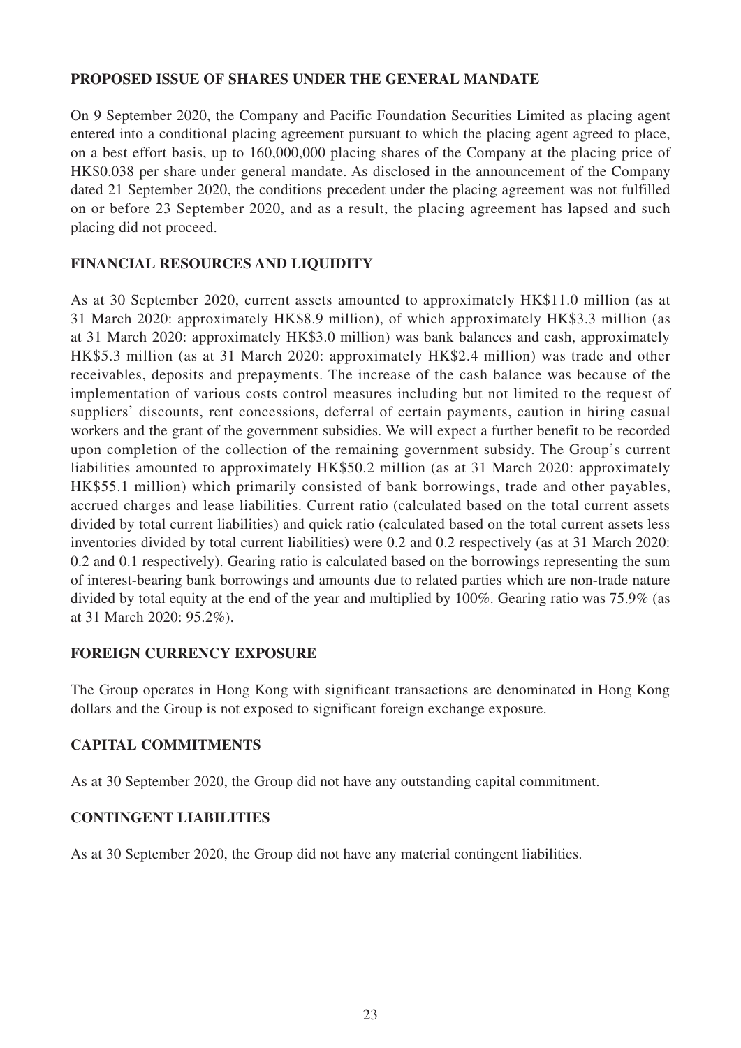## PROPOSED ISSUE OF SHARES UNDER THE GENERAL MANDATE

On 9 September 2020, the Company and Pacific Foundation Securities Limited as placing agent entered into a conditional placing agreement pursuant to which the placing agent agreed to place, on a best effort basis, up to 160,000,000 placing shares of the Company at the placing price of HK$0.038 per share under general mandate. As disclosed in the announcement of the Company dated 21 September 2020, the conditions precedent under the placing agreement was not fulfilled on or before 23 September 2020, and as a result, the placing agreement has lapsed and such placing did not proceed.

## FINANCIAL RESOURCES AND LIQUIDITY

As at 30 September 2020, current assets amounted to approximately HK$11.0 million (as at 31 March 2020: approximately HK$8.9 million), of which approximately HK$3.3 million (as at 31 March 2020: approximately HK$3.0 million) was bank balances and cash, approximately HK$5.3 million (as at 31 March 2020: approximately HK$2.4 million) was trade and other receivables, deposits and prepayments. The increase of the cash balance was because of the implementation of various costs control measures including but not limited to the request of suppliers' discounts, rent concessions, deferral of certain payments, caution in hiring casual workers and the grant of the government subsidies. We will expect a further benefit to be recorded upon completion of the collection of the remaining government subsidy. The Group's current liabilities amounted to approximately HK$50.2 million (as at 31 March 2020: approximately HK$55.1 million) which primarily consisted of bank borrowings, trade and other payables, accrued charges and lease liabilities. Current ratio (calculated based on the total current assets divided by total current liabilities) and quick ratio (calculated based on the total current assets less inventories divided by total current liabilities) were 0.2 and 0.2 respectively (as at 31 March 2020: 0.2 and 0.1 respectively). Gearing ratio is calculated based on the borrowings representing the sum of interest-bearing bank borrowings and amounts due to related parties which are non-trade nature divided by total equity at the end of the year and multiplied by 100%. Gearing ratio was 75.9% (as at 31 March 2020: 95.2%).

## FOREIGN CURRENCY EXPOSURE

The Group operates in Hong Kong with significant transactions are denominated in Hong Kong dollars and the Group is not exposed to significant foreign exchange exposure.

## CAPITAL COMMITMENTS

As at 30 September 2020, the Group did not have any outstanding capital commitment.

## CONTINGENT LIABILITIES

As at 30 September 2020, the Group did not have any material contingent liabilities.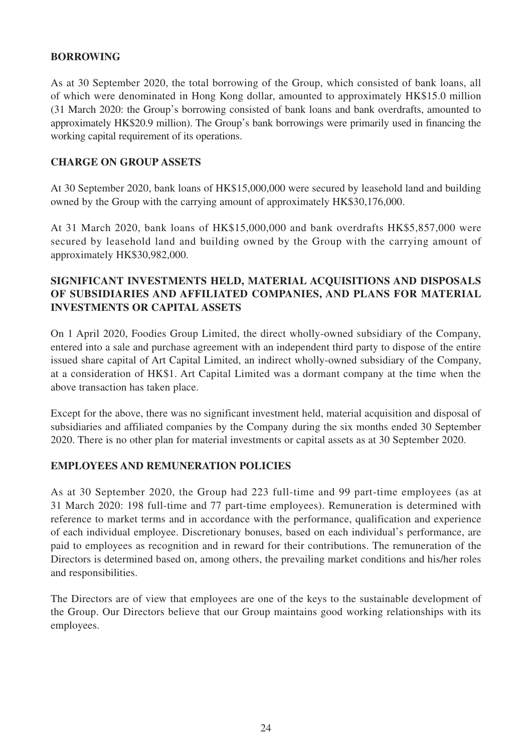## BORROWING

As at 30 September 2020, the total borrowing of the Group, which consisted of bank loans, all of which were denominated in Hong Kong dollar, amounted to approximately HK$15.0 million (31 March 2020: the Group's borrowing consisted of bank loans and bank overdrafts, amounted to approximately HK$20.9 million). The Group's bank borrowings were primarily used in financing the working capital requirement of its operations.

## CHARGE ON GROUP ASSETS

At 30 September 2020, bank loans of HK$15,000,000 were secured by leasehold land and building owned by the Group with the carrying amount of approximately HK$30,176,000.

At 31 March 2020, bank loans of HK$15,000,000 and bank overdrafts HK$5,857,000 were secured by leasehold land and building owned by the Group with the carrying amount of approximately HK$30,982,000.

## SIGNIFICANT INVESTMENTS HELD, MATERIAL ACQUISITIONS AND DISPOSALS OF SUBSIDIARIES AND AFFILIATED COMPANIES, AND PLANS FOR MATERIAL INVESTMENTS OR CAPITAL ASSETS

On 1 April 2020, Foodies Group Limited, the direct wholly-owned subsidiary of the Company, entered into a sale and purchase agreement with an independent third party to dispose of the entire issued share capital of Art Capital Limited, an indirect wholly-owned subsidiary of the Company, at a consideration of HK$1. Art Capital Limited was a dormant company at the time when the above transaction has taken place.

Except for the above, there was no significant investment held, material acquisition and disposal of subsidiaries and affiliated companies by the Company during the six months ended 30 September 2020. There is no other plan for material investments or capital assets as at 30 September 2020.

## EMPLOYEES AND REMUNERATION POLICIES

As at 30 September 2020, the Group had 223 full-time and 99 part-time employees (as at 31 March 2020: 198 full-time and 77 part-time employees). Remuneration is determined with reference to market terms and in accordance with the performance, qualification and experience of each individual employee. Discretionary bonuses, based on each individual's performance, are paid to employees as recognition and in reward for their contributions. The remuneration of the Directors is determined based on, among others, the prevailing market conditions and his/her roles and responsibilities.

The Directors are of view that employees are one of the keys to the sustainable development of the Group. Our Directors believe that our Group maintains good working relationships with its employees.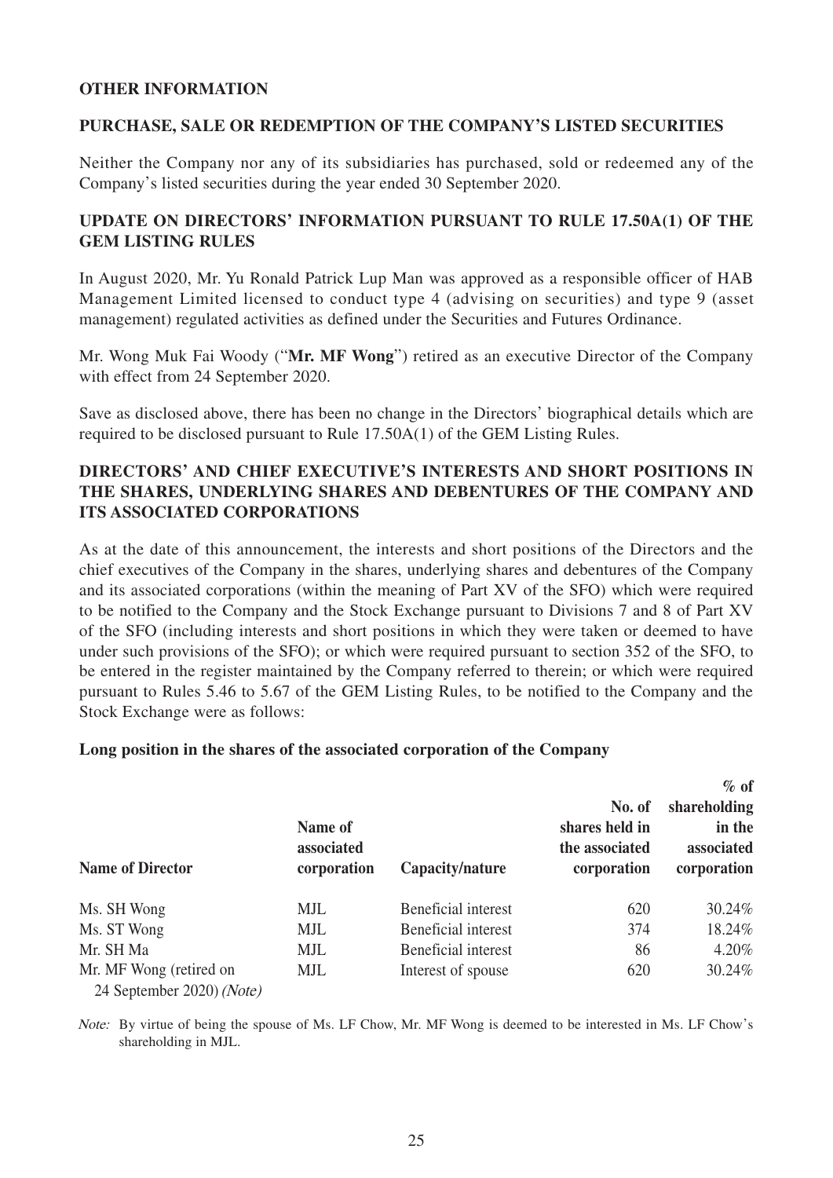## OTHER INFORMATION

### PURCHASE, SALE OR REDEMPTION OF THE COMPANY'S LISTED SECURITIES

Neither the Company nor any of its subsidiaries has purchased, sold or redeemed any of the Company's listed securities during the year ended 30 September 2020.

### UPDATE ON DIRECTORS' INFORMATION PURSUANT TO RULE 17.50A(1) OF THE GEM LISTING RULES

In August 2020, Mr. Yu Ronald Patrick Lup Man was approved as a responsible officer of HAB Management Limited licensed to conduct type 4 (advising on securities) and type 9 (asset management) regulated activities as defined under the Securities and Futures Ordinance.

Mr. Wong Muk Fai Woody ("**Mr. MF Wong**") retired as an executive Director of the Company with effect from 24 September 2020.

Save as disclosed above, there has been no change in the Directors' biographical details which are required to be disclosed pursuant to Rule 17.50A(1) of the GEM Listing Rules.

### DIRECTORS' AND CHIEF EXECUTIVE'S INTERESTS AND SHORT POSITIONS IN THE SHARES, UNDERLYING SHARES AND DEBENTURES OF THE COMPANY AND ITS ASSOCIATED CORPORATIONS

As at the date of this announcement, the interests and short positions of the Directors and the chief executives of the Company in the shares, underlying shares and debentures of the Company and its associated corporations (within the meaning of Part XV of the SFO) which were required to be notified to the Company and the Stock Exchange pursuant to Divisions 7 and 8 of Part XV of the SFO (including interests and short positions in which they were taken or deemed to have under such provisions of the SFO); or which were required pursuant to section 352 of the SFO, to be entered in the register maintained by the Company referred to therein; or which were required pursuant to Rules 5.46 to 5.67 of the GEM Listing Rules, to be notified to the Company and the Stock Exchange were as follows:

**Long position in the shares of the associated corporation of the Company**

| Name of Director | Name of associated corporation | Capacity/nature | No. of shares held in the associated corporation | % of shareholding in the associated corporation |
|---|---|---|---|---|
| Ms. SH Wong | MJL | Beneficial interest | 620 | 30.24% |
| Ms. ST Wong | MJL | Beneficial interest | 374 | 18.24% |
| Mr. SH Ma | MJL | Beneficial interest | 86 | 4.20% |
| Mr. MF Wong (retired on 24 September 2020) *(Note)* | MJL | Interest of spouse | 620 | 30.24% |

*Note:* By virtue of being the spouse of Ms. LF Chow, Mr. MF Wong is deemed to be interested in Ms. LF Chow's shareholding in MJL.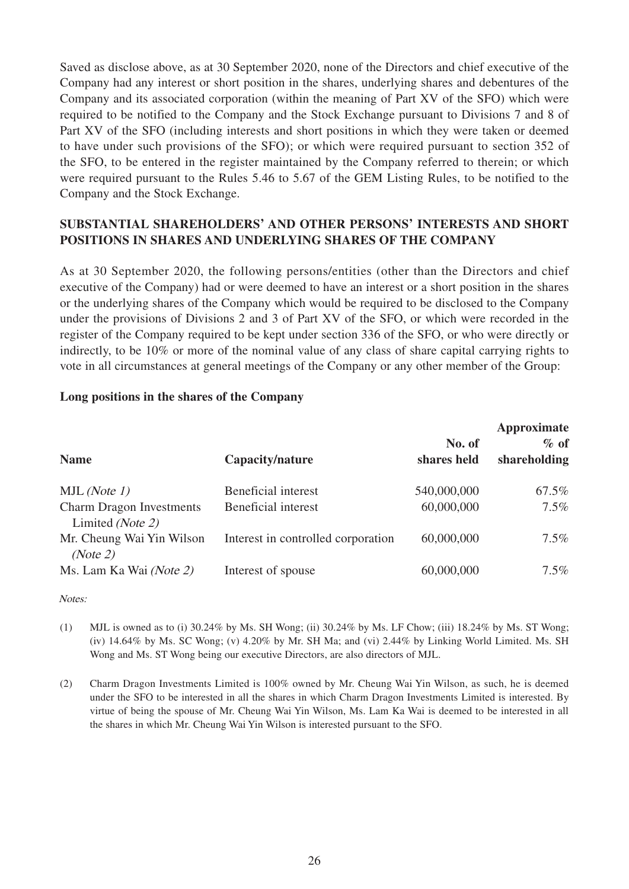Saved as disclose above, as at 30 September 2020, none of the Directors and chief executive of the Company had any interest or short position in the shares, underlying shares and debentures of the Company and its associated corporation (within the meaning of Part XV of the SFO) which were required to be notified to the Company and the Stock Exchange pursuant to Divisions 7 and 8 of Part XV of the SFO (including interests and short positions in which they were taken or deemed to have under such provisions of the SFO); or which were required pursuant to section 352 of the SFO, to be entered in the register maintained by the Company referred to therein; or which were required pursuant to the Rules 5.46 to 5.67 of the GEM Listing Rules, to be notified to the Company and the Stock Exchange.

## SUBSTANTIAL SHAREHOLDERS' AND OTHER PERSONS' INTERESTS AND SHORT POSITIONS IN SHARES AND UNDERLYING SHARES OF THE COMPANY

As at 30 September 2020, the following persons/entities (other than the Directors and chief executive of the Company) had or were deemed to have an interest or a short position in the shares or the underlying shares of the Company which would be required to be disclosed to the Company under the provisions of Divisions 2 and 3 of Part XV of the SFO, or which were recorded in the register of the Company required to be kept under section 336 of the SFO, or who were directly or indirectly, to be 10% or more of the nominal value of any class of share capital carrying rights to vote in all circumstances at general meetings of the Company or any other member of the Group:

**Long positions in the shares of the Company**

| Name | Capacity/nature | No. of shares held | Approximate % of shareholding |
|---|---|---|---|
| MJL *(Note 1)* | Beneficial interest | 540,000,000 | 67.5% |
| Charm Dragon Investments Limited *(Note 2)* | Beneficial interest | 60,000,000 | 7.5% |
| Mr. Cheung Wai Yin Wilson *(Note 2)* | Interest in controlled corporation | 60,000,000 | 7.5% |
| Ms. Lam Ka Wai *(Note 2)* | Interest of spouse | 60,000,000 | 7.5% |

*Notes:*

(1) MJL is owned as to (i) 30.24% by Ms. SH Wong; (ii) 30.24% by Ms. LF Chow; (iii) 18.24% by Ms. ST Wong; (iv) 14.64% by Ms. SC Wong; (v) 4.20% by Mr. SH Ma; and (vi) 2.44% by Linking World Limited. Ms. SH Wong and Ms. ST Wong being our executive Directors, are also directors of MJL.

(2) Charm Dragon Investments Limited is 100% owned by Mr. Cheung Wai Yin Wilson, as such, he is deemed under the SFO to be interested in all the shares in which Charm Dragon Investments Limited is interested. By virtue of being the spouse of Mr. Cheung Wai Yin Wilson, Ms. Lam Ka Wai is deemed to be interested in all the shares in which Mr. Cheung Wai Yin Wilson is interested pursuant to the SFO.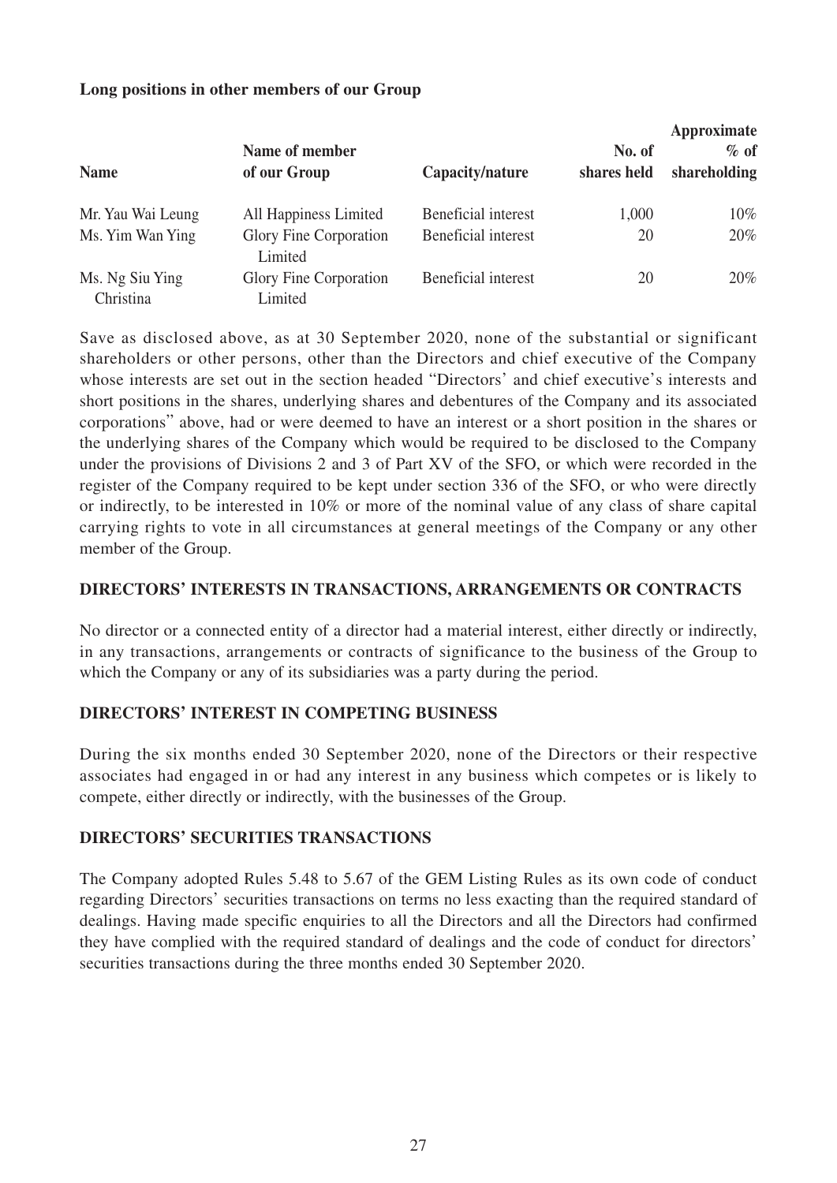**Long positions in other members of our Group**

| Name | Name of member of our Group | Capacity/nature | No. of shares held | Approximate % of shareholding |
|---|---|---|---|---|
| Mr. Yau Wai Leung | All Happiness Limited | Beneficial interest | 1,000 | 10% |
| Ms. Yim Wan Ying | Glory Fine Corporation Limited | Beneficial interest | 20 | 20% |
| Ms. Ng Siu Ying Christina | Glory Fine Corporation Limited | Beneficial interest | 20 | 20% |

Save as disclosed above, as at 30 September 2020, none of the substantial or significant shareholders or other persons, other than the Directors and chief executive of the Company whose interests are set out in the section headed "Directors' and chief executive's interests and short positions in the shares, underlying shares and debentures of the Company and its associated corporations" above, had or were deemed to have an interest or a short position in the shares or the underlying shares of the Company which would be required to be disclosed to the Company under the provisions of Divisions 2 and 3 of Part XV of the SFO, or which were recorded in the register of the Company required to be kept under section 336 of the SFO, or who were directly or indirectly, to be interested in 10% or more of the nominal value of any class of share capital carrying rights to vote in all circumstances at general meetings of the Company or any other member of the Group.

## DIRECTORS' INTERESTS IN TRANSACTIONS, ARRANGEMENTS OR CONTRACTS

No director or a connected entity of a director had a material interest, either directly or indirectly, in any transactions, arrangements or contracts of significance to the business of the Group to which the Company or any of its subsidiaries was a party during the period.

## DIRECTORS' INTEREST IN COMPETING BUSINESS

During the six months ended 30 September 2020, none of the Directors or their respective associates had engaged in or had any interest in any business which competes or is likely to compete, either directly or indirectly, with the businesses of the Group.

## DIRECTORS' SECURITIES TRANSACTIONS

The Company adopted Rules 5.48 to 5.67 of the GEM Listing Rules as its own code of conduct regarding Directors' securities transactions on terms no less exacting than the required standard of dealings. Having made specific enquiries to all the Directors and all the Directors had confirmed they have complied with the required standard of dealings and the code of conduct for directors' securities transactions during the three months ended 30 September 2020.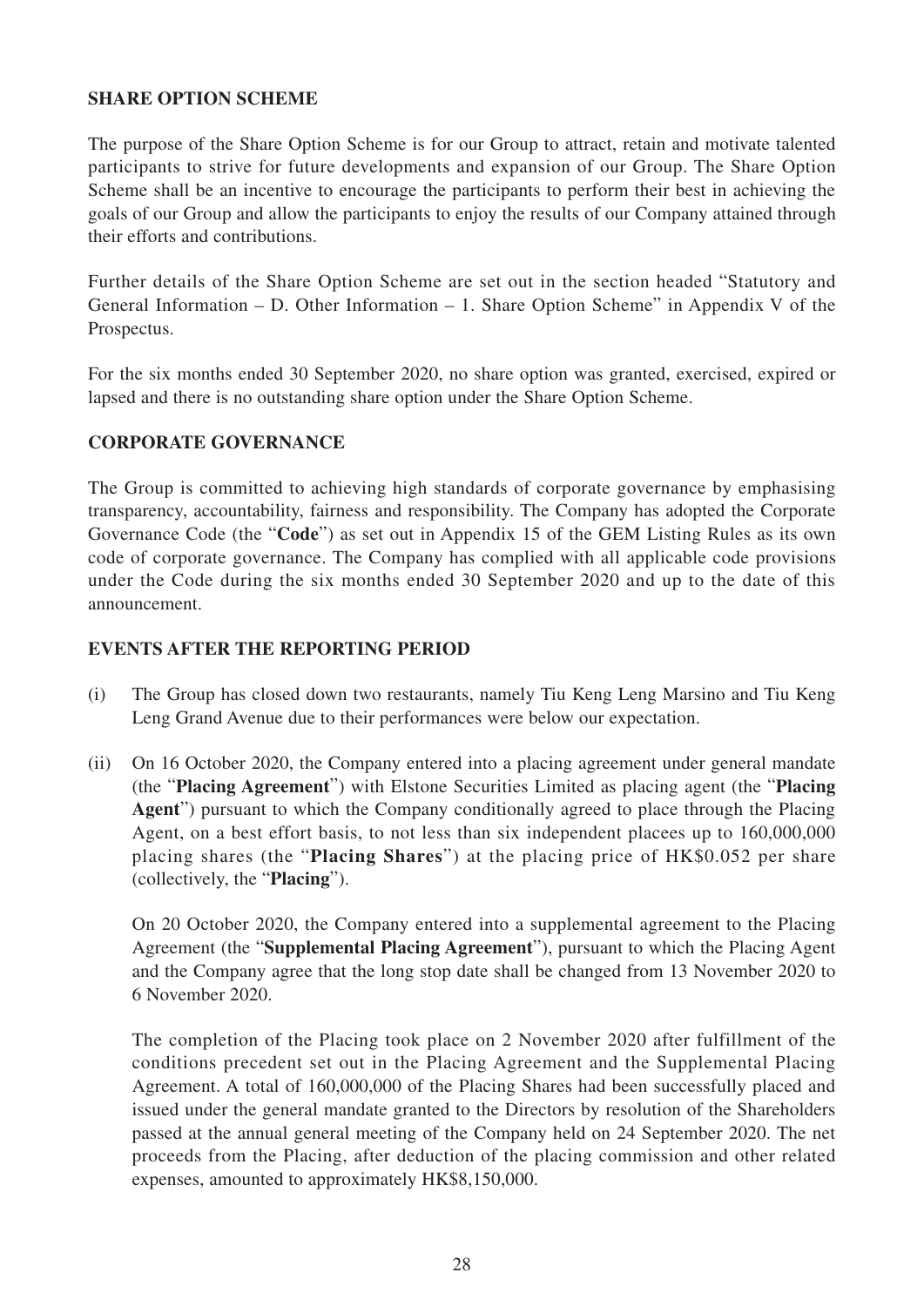## SHARE OPTION SCHEME

The purpose of the Share Option Scheme is for our Group to attract, retain and motivate talented participants to strive for future developments and expansion of our Group. The Share Option Scheme shall be an incentive to encourage the participants to perform their best in achieving the goals of our Group and allow the participants to enjoy the results of our Company attained through their efforts and contributions.

Further details of the Share Option Scheme are set out in the section headed "Statutory and General Information – D. Other Information – 1. Share Option Scheme" in Appendix V of the Prospectus.

For the six months ended 30 September 2020, no share option was granted, exercised, expired or lapsed and there is no outstanding share option under the Share Option Scheme.

## CORPORATE GOVERNANCE

The Group is committed to achieving high standards of corporate governance by emphasising transparency, accountability, fairness and responsibility. The Company has adopted the Corporate Governance Code (the "**Code**") as set out in Appendix 15 of the GEM Listing Rules as its own code of corporate governance. The Company has complied with all applicable code provisions under the Code during the six months ended 30 September 2020 and up to the date of this announcement.

## EVENTS AFTER THE REPORTING PERIOD

(i) The Group has closed down two restaurants, namely Tiu Keng Leng Marsino and Tiu Keng Leng Grand Avenue due to their performances were below our expectation.

(ii) On 16 October 2020, the Company entered into a placing agreement under general mandate (the "**Placing Agreement**") with Elstone Securities Limited as placing agent (the "**Placing Agent**") pursuant to which the Company conditionally agreed to place through the Placing Agent, on a best effort basis, to not less than six independent placees up to 160,000,000 placing shares (the "**Placing Shares**") at the placing price of HK$0.052 per share (collectively, the "**Placing**").

    On 20 October 2020, the Company entered into a supplemental agreement to the Placing Agreement (the "**Supplemental Placing Agreement**"), pursuant to which the Placing Agent and the Company agree that the long stop date shall be changed from 13 November 2020 to 6 November 2020.

    The completion of the Placing took place on 2 November 2020 after fulfillment of the conditions precedent set out in the Placing Agreement and the Supplemental Placing Agreement. A total of 160,000,000 of the Placing Shares had been successfully placed and issued under the general mandate granted to the Directors by resolution of the Shareholders passed at the annual general meeting of the Company held on 24 September 2020. The net proceeds from the Placing, after deduction of the placing commission and other related expenses, amounted to approximately HK$8,150,000.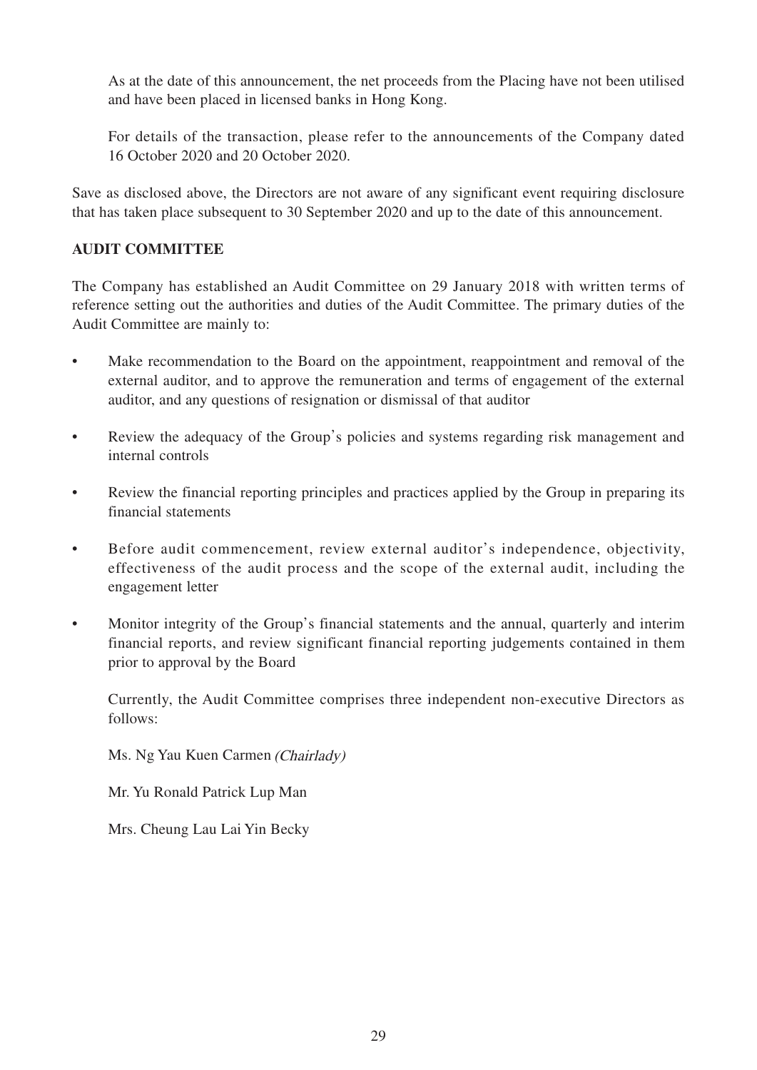As at the date of this announcement, the net proceeds from the Placing have not been utilised and have been placed in licensed banks in Hong Kong.

For details of the transaction, please refer to the announcements of the Company dated 16 October 2020 and 20 October 2020.

Save as disclosed above, the Directors are not aware of any significant event requiring disclosure that has taken place subsequent to 30 September 2020 and up to the date of this announcement.

## AUDIT COMMITTEE

The Company has established an Audit Committee on 29 January 2018 with written terms of reference setting out the authorities and duties of the Audit Committee. The primary duties of the Audit Committee are mainly to:

- Make recommendation to the Board on the appointment, reappointment and removal of the external auditor, and to approve the remuneration and terms of engagement of the external auditor, and any questions of resignation or dismissal of that auditor
- Review the adequacy of the Group's policies and systems regarding risk management and internal controls
- Review the financial reporting principles and practices applied by the Group in preparing its financial statements
- Before audit commencement, review external auditor's independence, objectivity, effectiveness of the audit process and the scope of the external audit, including the engagement letter
- Monitor integrity of the Group's financial statements and the annual, quarterly and interim financial reports, and review significant financial reporting judgements contained in them prior to approval by the Board

Currently, the Audit Committee comprises three independent non-executive Directors as follows:

Ms. Ng Yau Kuen Carmen *(Chairlady)*

Mr. Yu Ronald Patrick Lup Man

Mrs. Cheung Lau Lai Yin Becky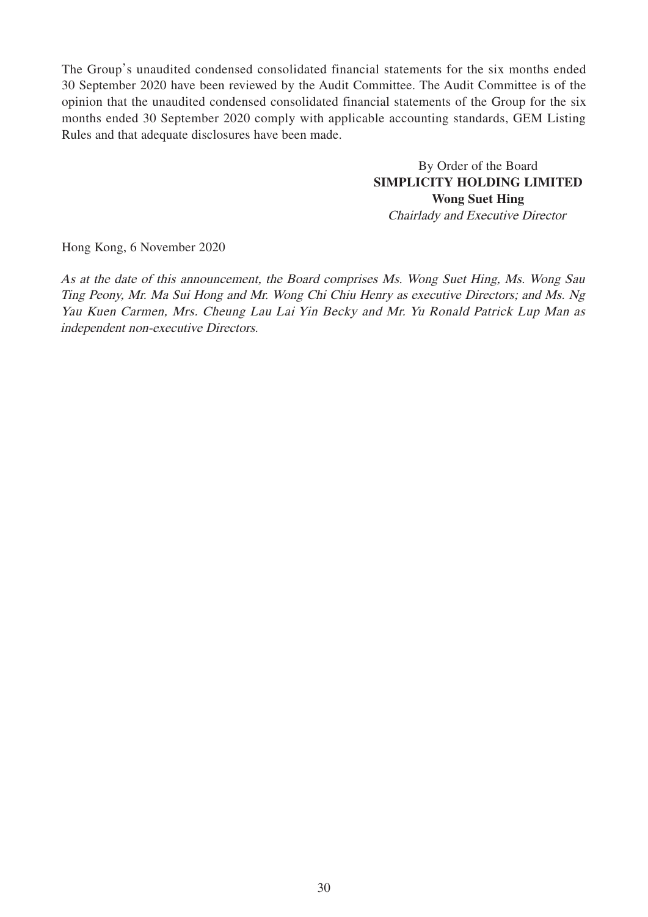The Group's unaudited condensed consolidated financial statements for the six months ended 30 September 2020 have been reviewed by the Audit Committee. The Audit Committee is of the opinion that the unaudited condensed consolidated financial statements of the Group for the six months ended 30 September 2020 comply with applicable accounting standards, GEM Listing Rules and that adequate disclosures have been made.

By Order of the Board
**SIMPLICITY HOLDING LIMITED**
**Wong Suet Hing**
*Chairlady and Executive Director*

Hong Kong, 6 November 2020

*As at the date of this announcement, the Board comprises Ms. Wong Suet Hing, Ms. Wong Sau Ting Peony, Mr. Ma Sui Hong and Mr. Wong Chi Chiu Henry as executive Directors; and Ms. Ng Yau Kuen Carmen, Mrs. Cheung Lau Lai Yin Becky and Mr. Yu Ronald Patrick Lup Man as independent non-executive Directors.*